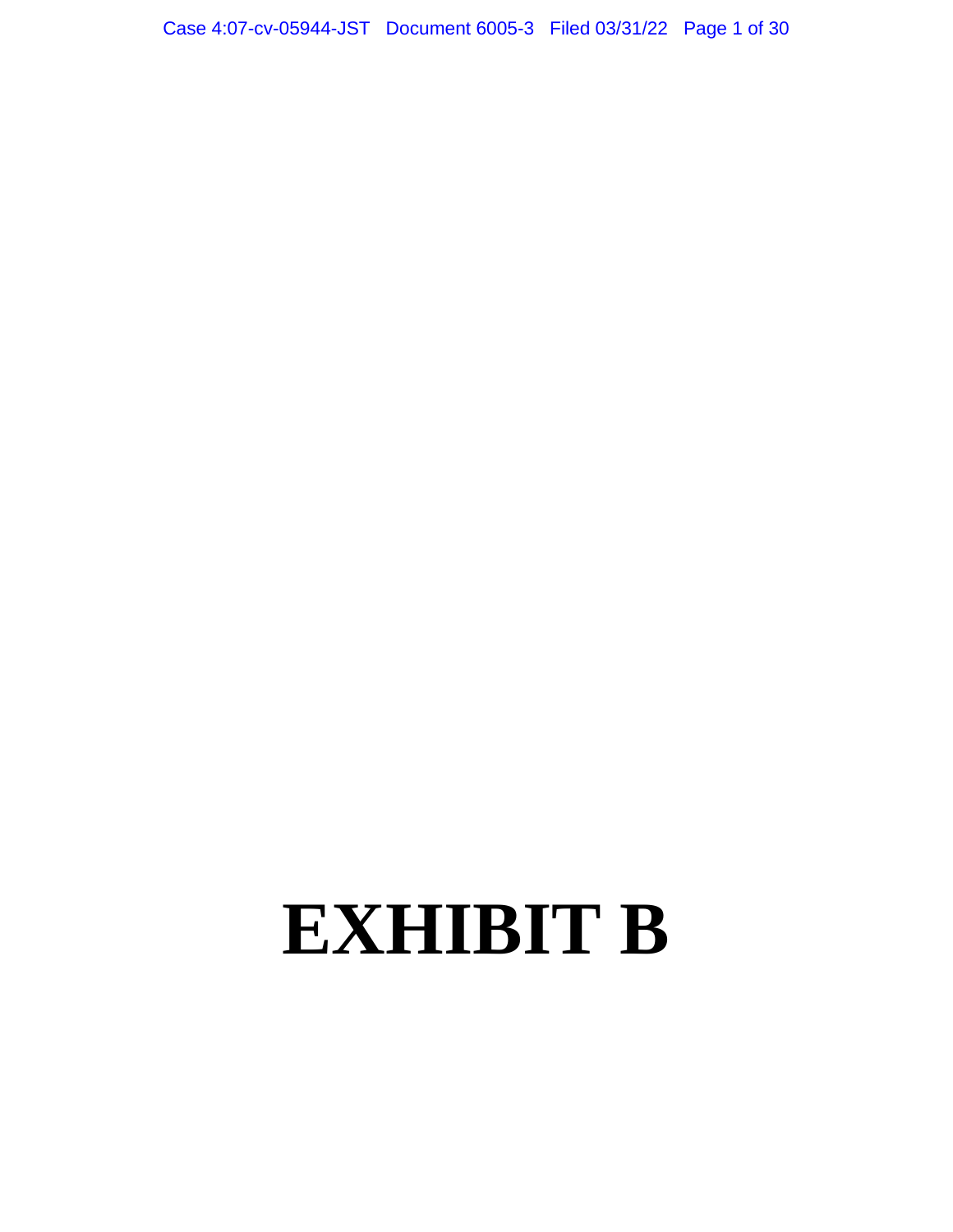# EXHIBIT B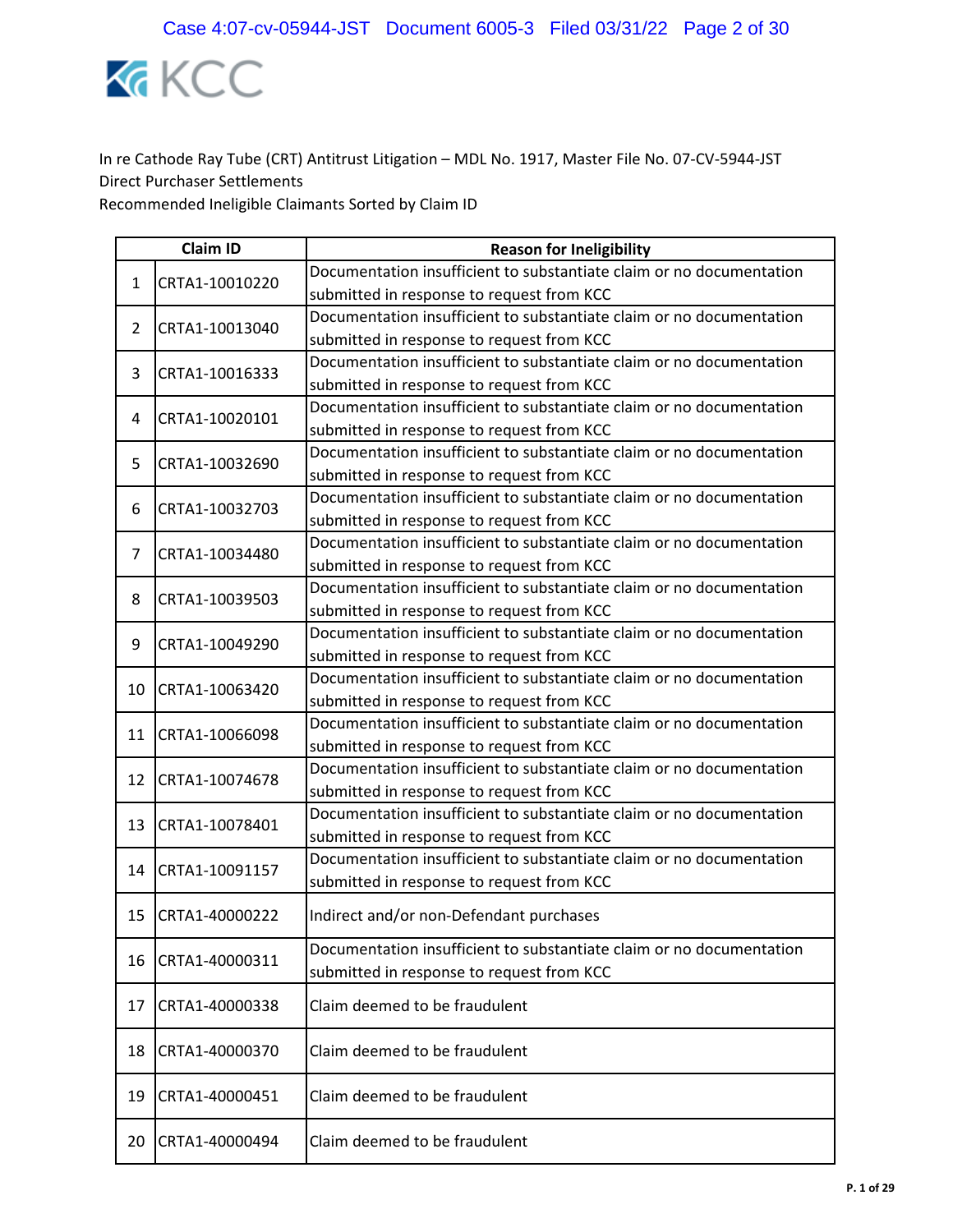KCC

In re Cathode Ray Tube (CRT) Antitrust Litigation – MDL No. 1917, Master File No. 07-CV-5944-JST
Direct Purchaser Settlements
Recommended Ineligible Claimants Sorted by Claim ID

| | Claim ID | Reason for Ineligibility |
|---|---|---|
| 1 | CRTA1-10010220 | Documentation insufficient to substantiate claim or no documentation submitted in response to request from KCC |
| 2 | CRTA1-10013040 | Documentation insufficient to substantiate claim or no documentation submitted in response to request from KCC |
| 3 | CRTA1-10016333 | Documentation insufficient to substantiate claim or no documentation submitted in response to request from KCC |
| 4 | CRTA1-10020101 | Documentation insufficient to substantiate claim or no documentation submitted in response to request from KCC |
| 5 | CRTA1-10032690 | Documentation insufficient to substantiate claim or no documentation submitted in response to request from KCC |
| 6 | CRTA1-10032703 | Documentation insufficient to substantiate claim or no documentation submitted in response to request from KCC |
| 7 | CRTA1-10034480 | Documentation insufficient to substantiate claim or no documentation submitted in response to request from KCC |
| 8 | CRTA1-10039503 | Documentation insufficient to substantiate claim or no documentation submitted in response to request from KCC |
| 9 | CRTA1-10049290 | Documentation insufficient to substantiate claim or no documentation submitted in response to request from KCC |
| 10 | CRTA1-10063420 | Documentation insufficient to substantiate claim or no documentation submitted in response to request from KCC |
| 11 | CRTA1-10066098 | Documentation insufficient to substantiate claim or no documentation submitted in response to request from KCC |
| 12 | CRTA1-10074678 | Documentation insufficient to substantiate claim or no documentation submitted in response to request from KCC |
| 13 | CRTA1-10078401 | Documentation insufficient to substantiate claim or no documentation submitted in response to request from KCC |
| 14 | CRTA1-10091157 | Documentation insufficient to substantiate claim or no documentation submitted in response to request from KCC |
| 15 | CRTA1-40000222 | Indirect and/or non-Defendant purchases |
| 16 | CRTA1-40000311 | Documentation insufficient to substantiate claim or no documentation submitted in response to request from KCC |
| 17 | CRTA1-40000338 | Claim deemed to be fraudulent |
| 18 | CRTA1-40000370 | Claim deemed to be fraudulent |
| 19 | CRTA1-40000451 | Claim deemed to be fraudulent |
| 20 | CRTA1-40000494 | Claim deemed to be fraudulent |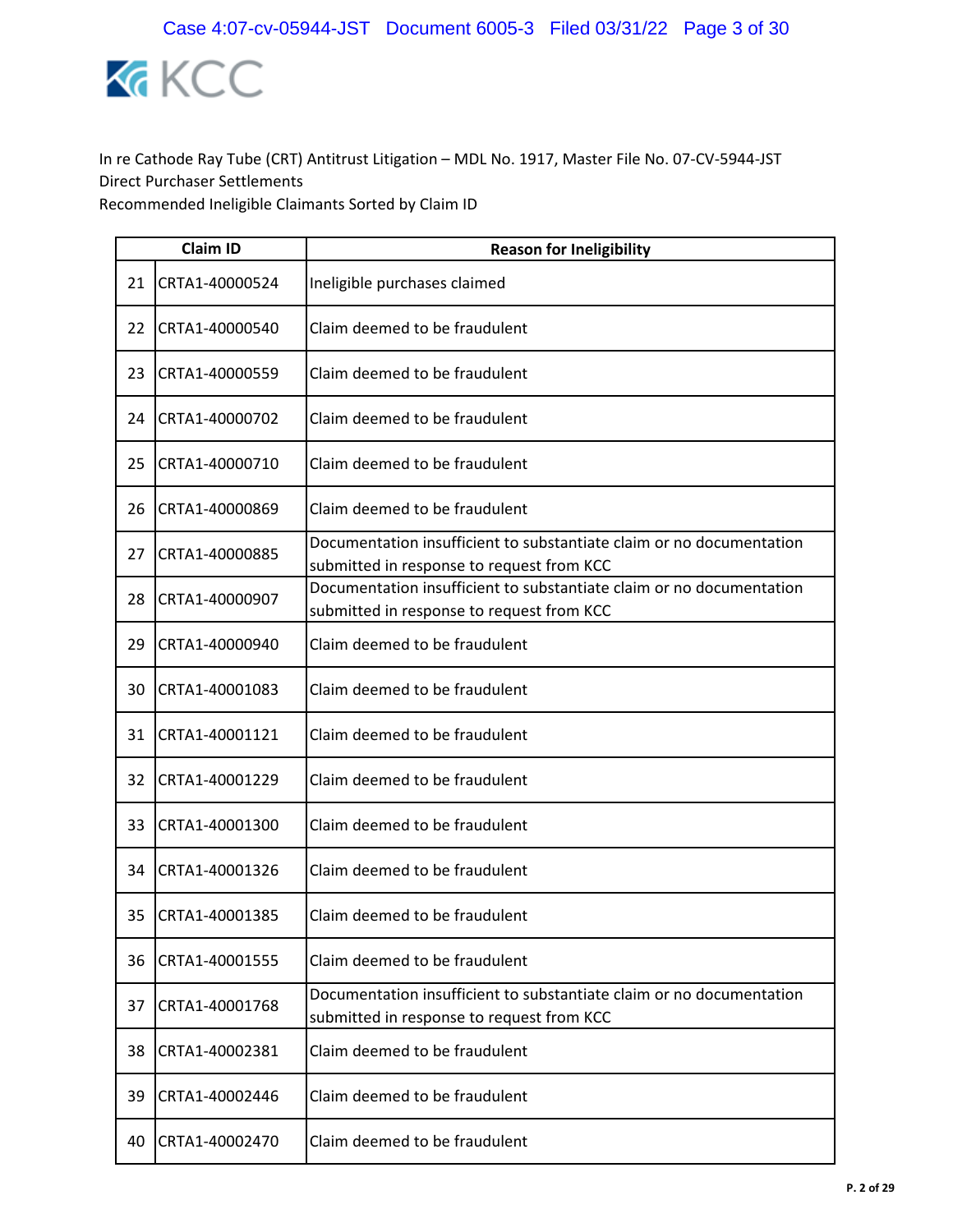KCC

In re Cathode Ray Tube (CRT) Antitrust Litigation – MDL No. 1917, Master File No. 07-CV-5944-JST
Direct Purchaser Settlements
Recommended Ineligible Claimants Sorted by Claim ID

| | Claim ID | Reason for Ineligibility |
|---|---|---|
| 21 | CRTA1-40000524 | Ineligible purchases claimed |
| 22 | CRTA1-40000540 | Claim deemed to be fraudulent |
| 23 | CRTA1-40000559 | Claim deemed to be fraudulent |
| 24 | CRTA1-40000702 | Claim deemed to be fraudulent |
| 25 | CRTA1-40000710 | Claim deemed to be fraudulent |
| 26 | CRTA1-40000869 | Claim deemed to be fraudulent |
| 27 | CRTA1-40000885 | Documentation insufficient to substantiate claim or no documentation submitted in response to request from KCC |
| 28 | CRTA1-40000907 | Documentation insufficient to substantiate claim or no documentation submitted in response to request from KCC |
| 29 | CRTA1-40000940 | Claim deemed to be fraudulent |
| 30 | CRTA1-40001083 | Claim deemed to be fraudulent |
| 31 | CRTA1-40001121 | Claim deemed to be fraudulent |
| 32 | CRTA1-40001229 | Claim deemed to be fraudulent |
| 33 | CRTA1-40001300 | Claim deemed to be fraudulent |
| 34 | CRTA1-40001326 | Claim deemed to be fraudulent |
| 35 | CRTA1-40001385 | Claim deemed to be fraudulent |
| 36 | CRTA1-40001555 | Claim deemed to be fraudulent |
| 37 | CRTA1-40001768 | Documentation insufficient to substantiate claim or no documentation submitted in response to request from KCC |
| 38 | CRTA1-40002381 | Claim deemed to be fraudulent |
| 39 | CRTA1-40002446 | Claim deemed to be fraudulent |
| 40 | CRTA1-40002470 | Claim deemed to be fraudulent |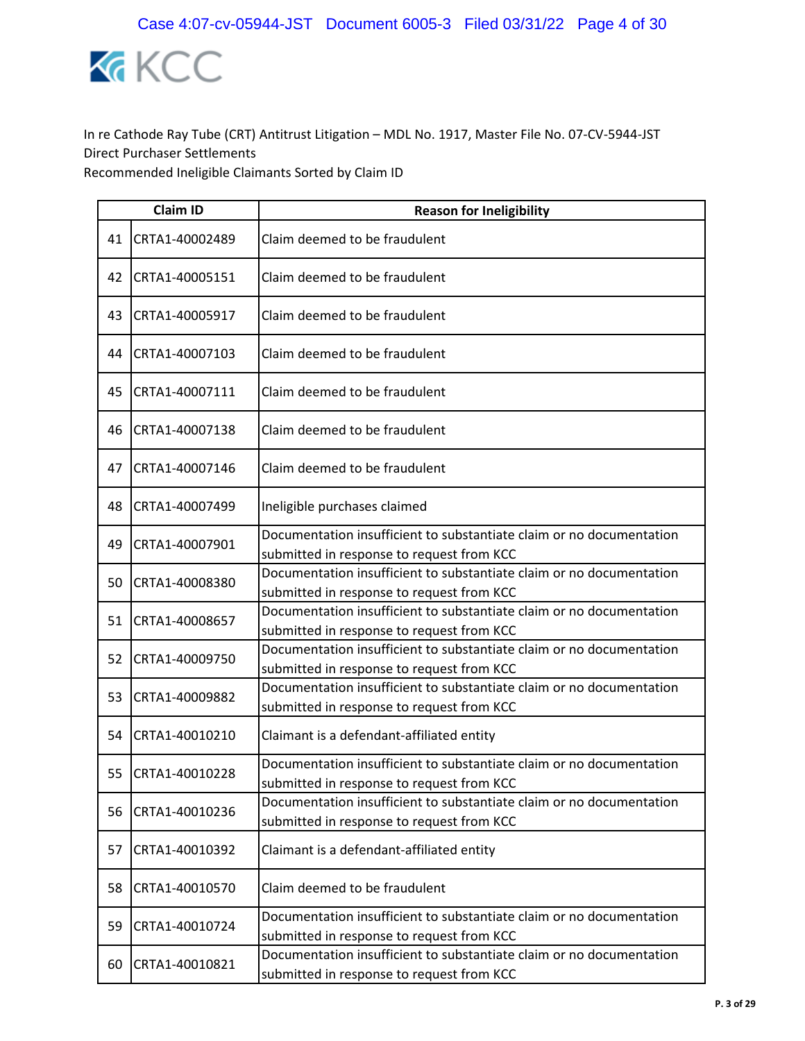In re Cathode Ray Tube (CRT) Antitrust Litigation – MDL No. 1917, Master File No. 07-CV-5944-JST
Direct Purchaser Settlements
Recommended Ineligible Claimants Sorted by Claim ID

| | Claim ID | Reason for Ineligibility |
|---|---|---|
| 41 | CRTA1-40002489 | Claim deemed to be fraudulent |
| 42 | CRTA1-40005151 | Claim deemed to be fraudulent |
| 43 | CRTA1-40005917 | Claim deemed to be fraudulent |
| 44 | CRTA1-40007103 | Claim deemed to be fraudulent |
| 45 | CRTA1-40007111 | Claim deemed to be fraudulent |
| 46 | CRTA1-40007138 | Claim deemed to be fraudulent |
| 47 | CRTA1-40007146 | Claim deemed to be fraudulent |
| 48 | CRTA1-40007499 | Ineligible purchases claimed |
| 49 | CRTA1-40007901 | Documentation insufficient to substantiate claim or no documentation submitted in response to request from KCC |
| 50 | CRTA1-40008380 | Documentation insufficient to substantiate claim or no documentation submitted in response to request from KCC |
| 51 | CRTA1-40008657 | Documentation insufficient to substantiate claim or no documentation submitted in response to request from KCC |
| 52 | CRTA1-40009750 | Documentation insufficient to substantiate claim or no documentation submitted in response to request from KCC |
| 53 | CRTA1-40009882 | Documentation insufficient to substantiate claim or no documentation submitted in response to request from KCC |
| 54 | CRTA1-40010210 | Claimant is a defendant-affiliated entity |
| 55 | CRTA1-40010228 | Documentation insufficient to substantiate claim or no documentation submitted in response to request from KCC |
| 56 | CRTA1-40010236 | Documentation insufficient to substantiate claim or no documentation submitted in response to request from KCC |
| 57 | CRTA1-40010392 | Claimant is a defendant-affiliated entity |
| 58 | CRTA1-40010570 | Claim deemed to be fraudulent |
| 59 | CRTA1-40010724 | Documentation insufficient to substantiate claim or no documentation submitted in response to request from KCC |
| 60 | CRTA1-40010821 | Documentation insufficient to substantiate claim or no documentation submitted in response to request from KCC |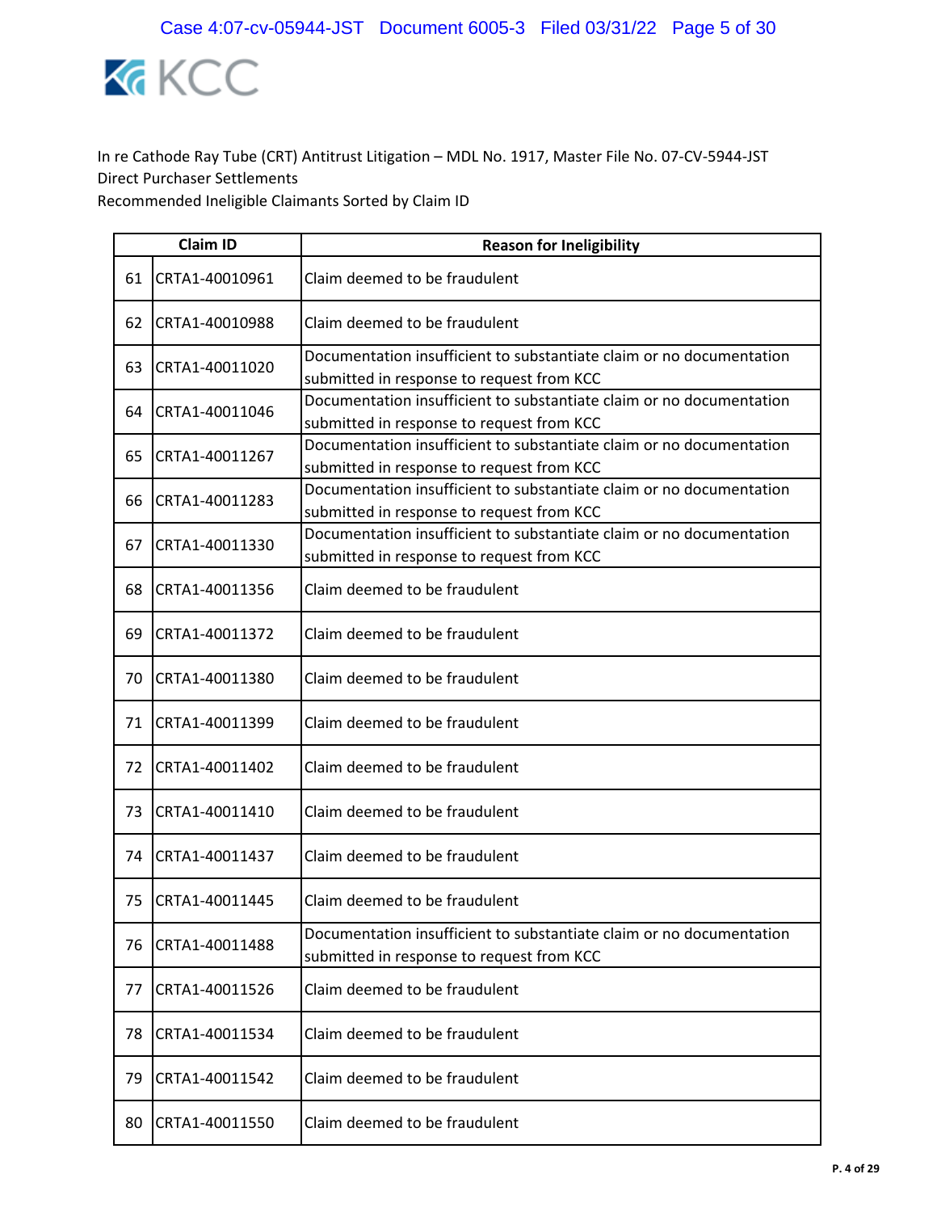In re Cathode Ray Tube (CRT) Antitrust Litigation – MDL No. 1917, Master File No. 07-CV-5944-JST
Direct Purchaser Settlements
Recommended Ineligible Claimants Sorted by Claim ID

| | Claim ID | Reason for Ineligibility |
|---|---|---|
| 61 | CRTA1-40010961 | Claim deemed to be fraudulent |
| 62 | CRTA1-40010988 | Claim deemed to be fraudulent |
| 63 | CRTA1-40011020 | Documentation insufficient to substantiate claim or no documentation submitted in response to request from KCC |
| 64 | CRTA1-40011046 | Documentation insufficient to substantiate claim or no documentation submitted in response to request from KCC |
| 65 | CRTA1-40011267 | Documentation insufficient to substantiate claim or no documentation submitted in response to request from KCC |
| 66 | CRTA1-40011283 | Documentation insufficient to substantiate claim or no documentation submitted in response to request from KCC |
| 67 | CRTA1-40011330 | Documentation insufficient to substantiate claim or no documentation submitted in response to request from KCC |
| 68 | CRTA1-40011356 | Claim deemed to be fraudulent |
| 69 | CRTA1-40011372 | Claim deemed to be fraudulent |
| 70 | CRTA1-40011380 | Claim deemed to be fraudulent |
| 71 | CRTA1-40011399 | Claim deemed to be fraudulent |
| 72 | CRTA1-40011402 | Claim deemed to be fraudulent |
| 73 | CRTA1-40011410 | Claim deemed to be fraudulent |
| 74 | CRTA1-40011437 | Claim deemed to be fraudulent |
| 75 | CRTA1-40011445 | Claim deemed to be fraudulent |
| 76 | CRTA1-40011488 | Documentation insufficient to substantiate claim or no documentation submitted in response to request from KCC |
| 77 | CRTA1-40011526 | Claim deemed to be fraudulent |
| 78 | CRTA1-40011534 | Claim deemed to be fraudulent |
| 79 | CRTA1-40011542 | Claim deemed to be fraudulent |
| 80 | CRTA1-40011550 | Claim deemed to be fraudulent |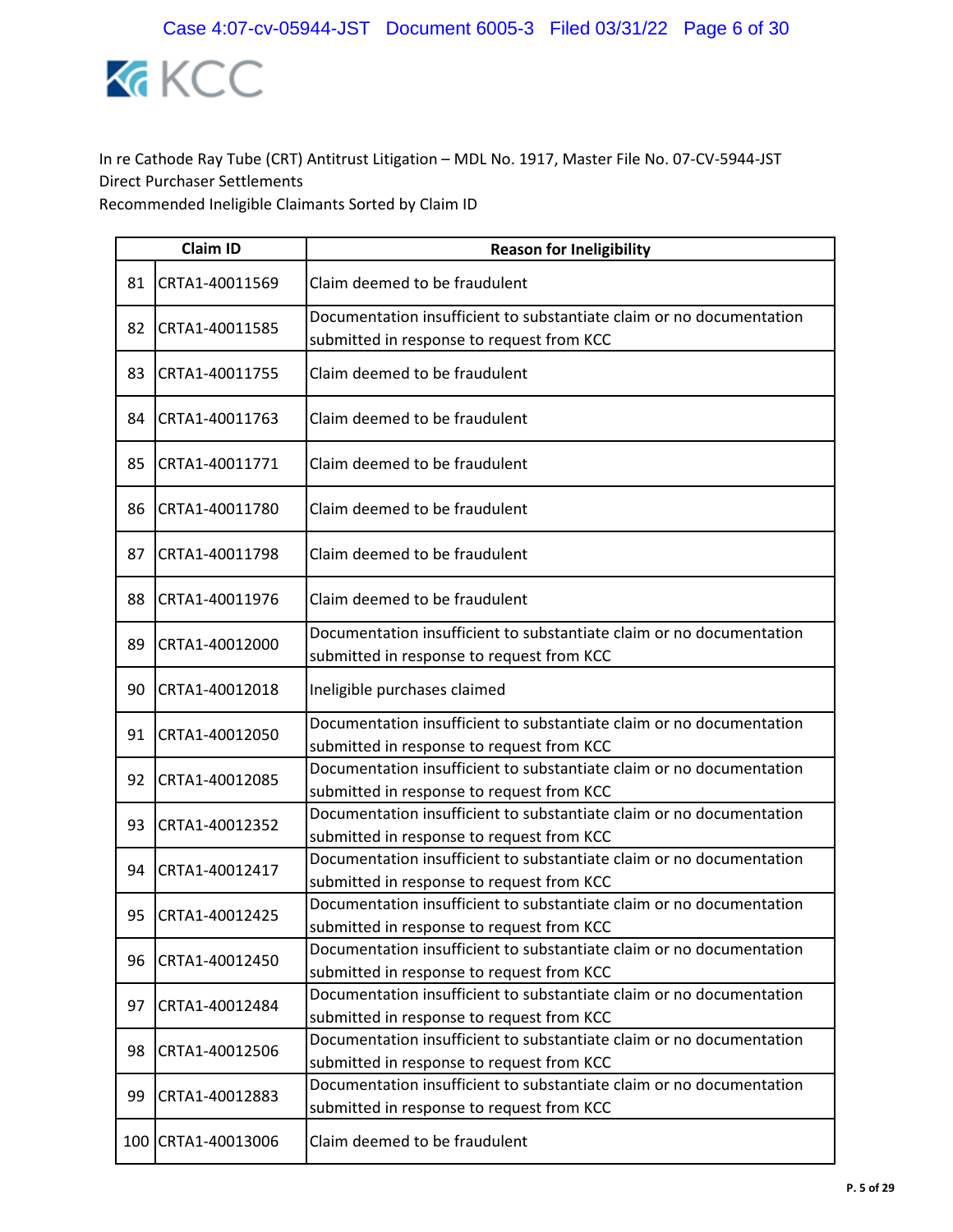KCC

In re Cathode Ray Tube (CRT) Antitrust Litigation – MDL No. 1917, Master File No. 07-CV-5944-JST
Direct Purchaser Settlements
Recommended Ineligible Claimants Sorted by Claim ID

| | Claim ID | Reason for Ineligibility |
|---|---|---|
| 81 | CRTA1-40011569 | Claim deemed to be fraudulent |
| 82 | CRTA1-40011585 | Documentation insufficient to substantiate claim or no documentation submitted in response to request from KCC |
| 83 | CRTA1-40011755 | Claim deemed to be fraudulent |
| 84 | CRTA1-40011763 | Claim deemed to be fraudulent |
| 85 | CRTA1-40011771 | Claim deemed to be fraudulent |
| 86 | CRTA1-40011780 | Claim deemed to be fraudulent |
| 87 | CRTA1-40011798 | Claim deemed to be fraudulent |
| 88 | CRTA1-40011976 | Claim deemed to be fraudulent |
| 89 | CRTA1-40012000 | Documentation insufficient to substantiate claim or no documentation submitted in response to request from KCC |
| 90 | CRTA1-40012018 | Ineligible purchases claimed |
| 91 | CRTA1-40012050 | Documentation insufficient to substantiate claim or no documentation submitted in response to request from KCC |
| 92 | CRTA1-40012085 | Documentation insufficient to substantiate claim or no documentation submitted in response to request from KCC |
| 93 | CRTA1-40012352 | Documentation insufficient to substantiate claim or no documentation submitted in response to request from KCC |
| 94 | CRTA1-40012417 | Documentation insufficient to substantiate claim or no documentation submitted in response to request from KCC |
| 95 | CRTA1-40012425 | Documentation insufficient to substantiate claim or no documentation submitted in response to request from KCC |
| 96 | CRTA1-40012450 | Documentation insufficient to substantiate claim or no documentation submitted in response to request from KCC |
| 97 | CRTA1-40012484 | Documentation insufficient to substantiate claim or no documentation submitted in response to request from KCC |
| 98 | CRTA1-40012506 | Documentation insufficient to substantiate claim or no documentation submitted in response to request from KCC |
| 99 | CRTA1-40012883 | Documentation insufficient to substantiate claim or no documentation submitted in response to request from KCC |
| 100 | CRTA1-40013006 | Claim deemed to be fraudulent |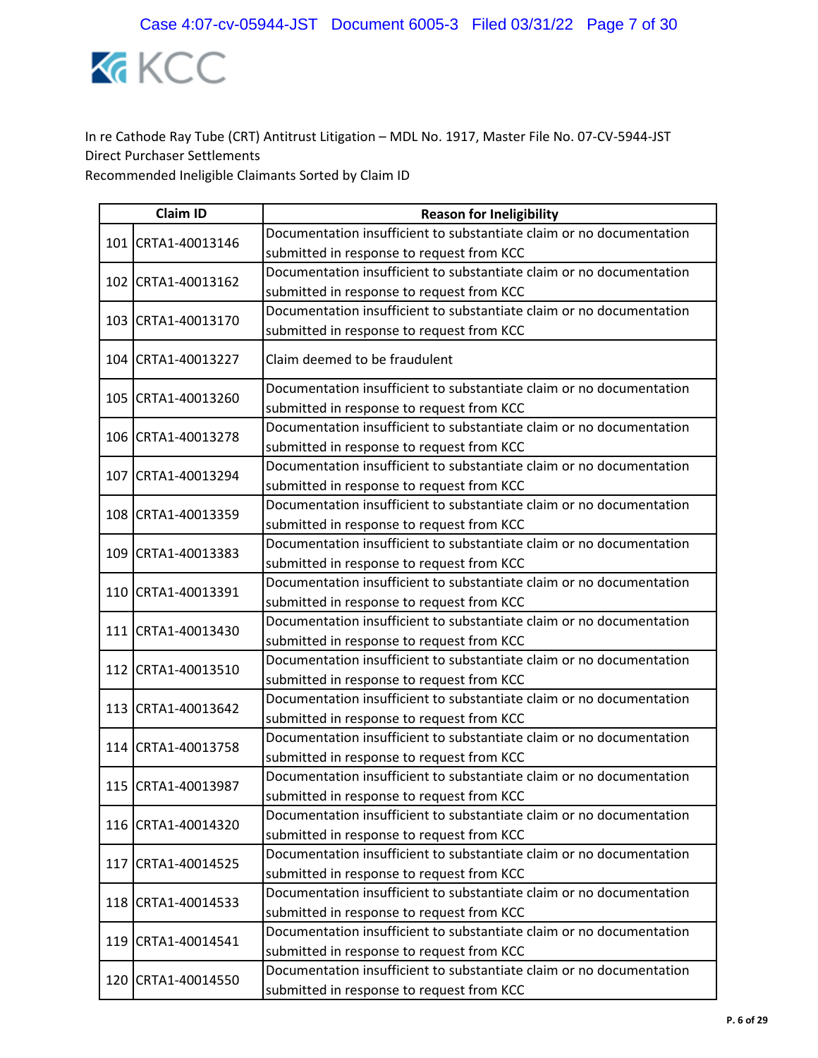KCC

In re Cathode Ray Tube (CRT) Antitrust Litigation – MDL No. 1917, Master File No. 07-CV-5944-JST
Direct Purchaser Settlements
Recommended Ineligible Claimants Sorted by Claim ID

| | Claim ID | Reason for Ineligibility |
|---|---|---|
| 101 | CRTA1-40013146 | Documentation insufficient to substantiate claim or no documentation submitted in response to request from KCC |
| 102 | CRTA1-40013162 | Documentation insufficient to substantiate claim or no documentation submitted in response to request from KCC |
| 103 | CRTA1-40013170 | Documentation insufficient to substantiate claim or no documentation submitted in response to request from KCC |
| 104 | CRTA1-40013227 | Claim deemed to be fraudulent |
| 105 | CRTA1-40013260 | Documentation insufficient to substantiate claim or no documentation submitted in response to request from KCC |
| 106 | CRTA1-40013278 | Documentation insufficient to substantiate claim or no documentation submitted in response to request from KCC |
| 107 | CRTA1-40013294 | Documentation insufficient to substantiate claim or no documentation submitted in response to request from KCC |
| 108 | CRTA1-40013359 | Documentation insufficient to substantiate claim or no documentation submitted in response to request from KCC |
| 109 | CRTA1-40013383 | Documentation insufficient to substantiate claim or no documentation submitted in response to request from KCC |
| 110 | CRTA1-40013391 | Documentation insufficient to substantiate claim or no documentation submitted in response to request from KCC |
| 111 | CRTA1-40013430 | Documentation insufficient to substantiate claim or no documentation submitted in response to request from KCC |
| 112 | CRTA1-40013510 | Documentation insufficient to substantiate claim or no documentation submitted in response to request from KCC |
| 113 | CRTA1-40013642 | Documentation insufficient to substantiate claim or no documentation submitted in response to request from KCC |
| 114 | CRTA1-40013758 | Documentation insufficient to substantiate claim or no documentation submitted in response to request from KCC |
| 115 | CRTA1-40013987 | Documentation insufficient to substantiate claim or no documentation submitted in response to request from KCC |
| 116 | CRTA1-40014320 | Documentation insufficient to substantiate claim or no documentation submitted in response to request from KCC |
| 117 | CRTA1-40014525 | Documentation insufficient to substantiate claim or no documentation submitted in response to request from KCC |
| 118 | CRTA1-40014533 | Documentation insufficient to substantiate claim or no documentation submitted in response to request from KCC |
| 119 | CRTA1-40014541 | Documentation insufficient to substantiate claim or no documentation submitted in response to request from KCC |
| 120 | CRTA1-40014550 | Documentation insufficient to substantiate claim or no documentation submitted in response to request from KCC |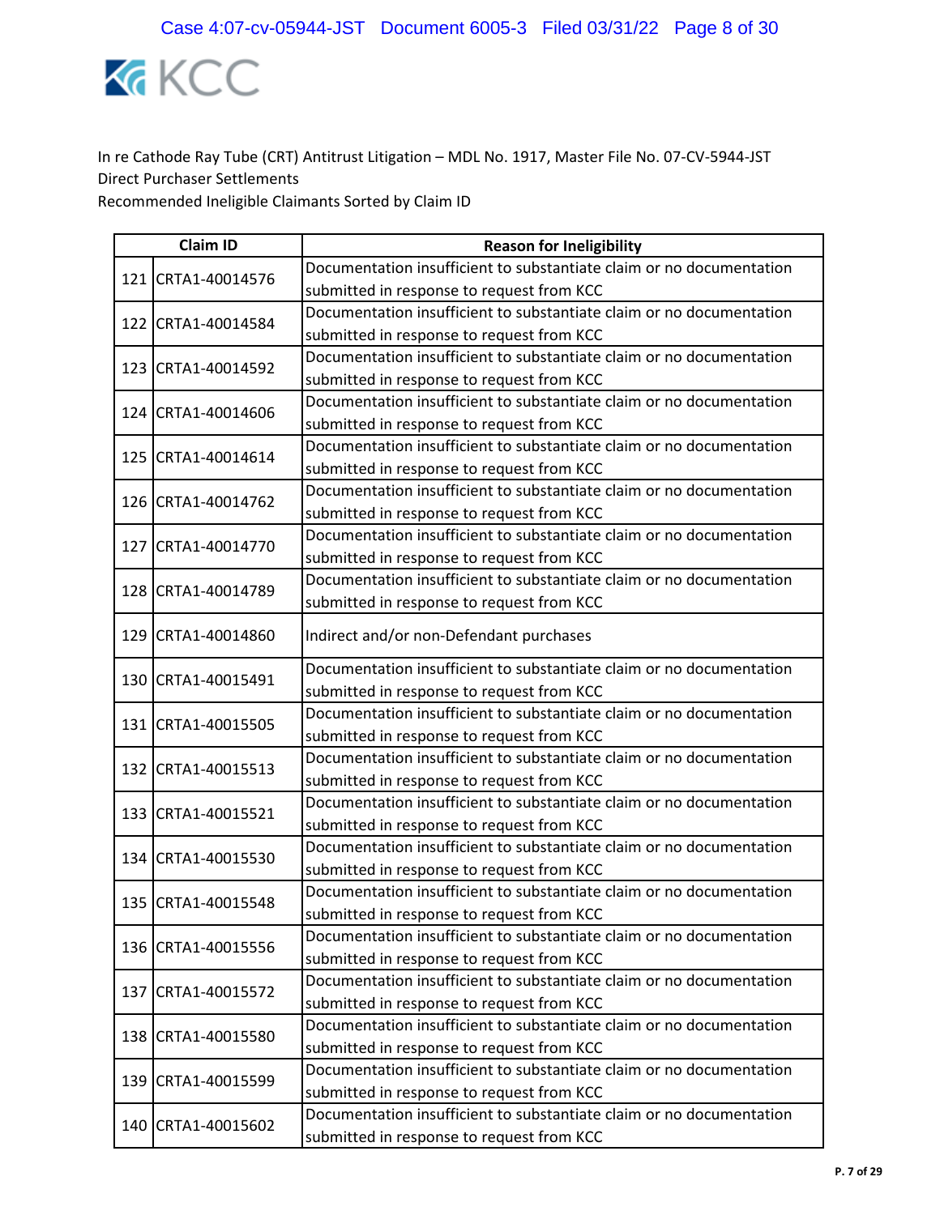In re Cathode Ray Tube (CRT) Antitrust Litigation – MDL No. 1917, Master File No. 07-CV-5944-JST
Direct Purchaser Settlements
Recommended Ineligible Claimants Sorted by Claim ID

| | Claim ID | Reason for Ineligibility |
|---|---|---|
| 121 | CRTA1-40014576 | Documentation insufficient to substantiate claim or no documentation submitted in response to request from KCC |
| 122 | CRTA1-40014584 | Documentation insufficient to substantiate claim or no documentation submitted in response to request from KCC |
| 123 | CRTA1-40014592 | Documentation insufficient to substantiate claim or no documentation submitted in response to request from KCC |
| 124 | CRTA1-40014606 | Documentation insufficient to substantiate claim or no documentation submitted in response to request from KCC |
| 125 | CRTA1-40014614 | Documentation insufficient to substantiate claim or no documentation submitted in response to request from KCC |
| 126 | CRTA1-40014762 | Documentation insufficient to substantiate claim or no documentation submitted in response to request from KCC |
| 127 | CRTA1-40014770 | Documentation insufficient to substantiate claim or no documentation submitted in response to request from KCC |
| 128 | CRTA1-40014789 | Documentation insufficient to substantiate claim or no documentation submitted in response to request from KCC |
| 129 | CRTA1-40014860 | Indirect and/or non-Defendant purchases |
| 130 | CRTA1-40015491 | Documentation insufficient to substantiate claim or no documentation submitted in response to request from KCC |
| 131 | CRTA1-40015505 | Documentation insufficient to substantiate claim or no documentation submitted in response to request from KCC |
| 132 | CRTA1-40015513 | Documentation insufficient to substantiate claim or no documentation submitted in response to request from KCC |
| 133 | CRTA1-40015521 | Documentation insufficient to substantiate claim or no documentation submitted in response to request from KCC |
| 134 | CRTA1-40015530 | Documentation insufficient to substantiate claim or no documentation submitted in response to request from KCC |
| 135 | CRTA1-40015548 | Documentation insufficient to substantiate claim or no documentation submitted in response to request from KCC |
| 136 | CRTA1-40015556 | Documentation insufficient to substantiate claim or no documentation submitted in response to request from KCC |
| 137 | CRTA1-40015572 | Documentation insufficient to substantiate claim or no documentation submitted in response to request from KCC |
| 138 | CRTA1-40015580 | Documentation insufficient to substantiate claim or no documentation submitted in response to request from KCC |
| 139 | CRTA1-40015599 | Documentation insufficient to substantiate claim or no documentation submitted in response to request from KCC |
| 140 | CRTA1-40015602 | Documentation insufficient to substantiate claim or no documentation submitted in response to request from KCC |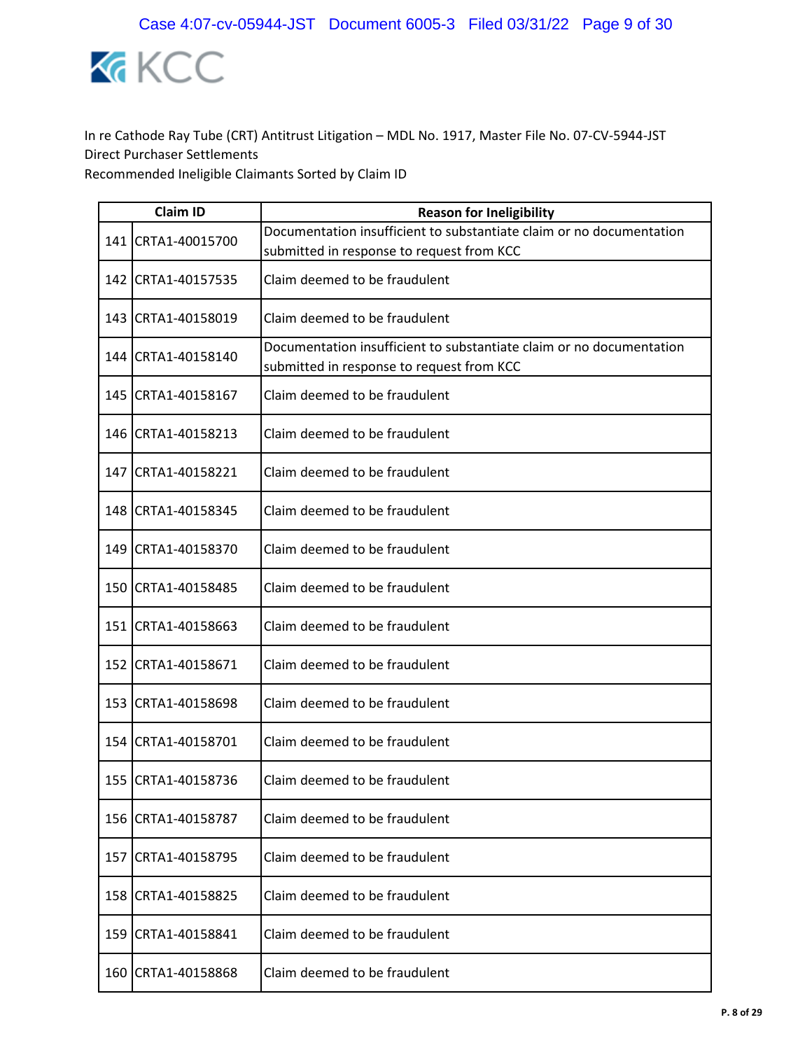In re Cathode Ray Tube (CRT) Antitrust Litigation – MDL No. 1917, Master File No. 07-CV-5944-JST
Direct Purchaser Settlements
Recommended Ineligible Claimants Sorted by Claim ID

| Claim ID | | Reason for Ineligibility |
|---|---|---|
| 141 | CRTA1-40015700 | Documentation insufficient to substantiate claim or no documentation submitted in response to request from KCC |
| 142 | CRTA1-40157535 | Claim deemed to be fraudulent |
| 143 | CRTA1-40158019 | Claim deemed to be fraudulent |
| 144 | CRTA1-40158140 | Documentation insufficient to substantiate claim or no documentation submitted in response to request from KCC |
| 145 | CRTA1-40158167 | Claim deemed to be fraudulent |
| 146 | CRTA1-40158213 | Claim deemed to be fraudulent |
| 147 | CRTA1-40158221 | Claim deemed to be fraudulent |
| 148 | CRTA1-40158345 | Claim deemed to be fraudulent |
| 149 | CRTA1-40158370 | Claim deemed to be fraudulent |
| 150 | CRTA1-40158485 | Claim deemed to be fraudulent |
| 151 | CRTA1-40158663 | Claim deemed to be fraudulent |
| 152 | CRTA1-40158671 | Claim deemed to be fraudulent |
| 153 | CRTA1-40158698 | Claim deemed to be fraudulent |
| 154 | CRTA1-40158701 | Claim deemed to be fraudulent |
| 155 | CRTA1-40158736 | Claim deemed to be fraudulent |
| 156 | CRTA1-40158787 | Claim deemed to be fraudulent |
| 157 | CRTA1-40158795 | Claim deemed to be fraudulent |
| 158 | CRTA1-40158825 | Claim deemed to be fraudulent |
| 159 | CRTA1-40158841 | Claim deemed to be fraudulent |
| 160 | CRTA1-40158868 | Claim deemed to be fraudulent |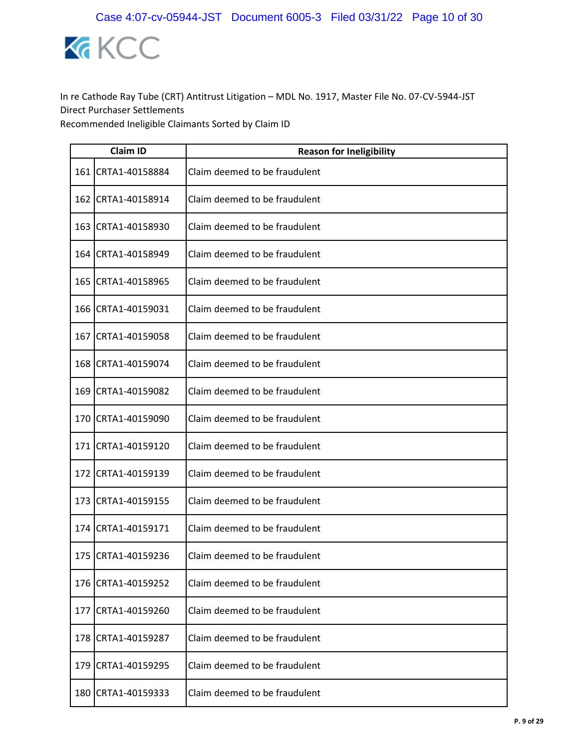KCC

In re Cathode Ray Tube (CRT) Antitrust Litigation – MDL No. 1917, Master File No. 07-CV-5944-JST
Direct Purchaser Settlements
Recommended Ineligible Claimants Sorted by Claim ID

| | Claim ID | Reason for Ineligibility |
|---|---|---|
| 161 | CRTA1-40158884 | Claim deemed to be fraudulent |
| 162 | CRTA1-40158914 | Claim deemed to be fraudulent |
| 163 | CRTA1-40158930 | Claim deemed to be fraudulent |
| 164 | CRTA1-40158949 | Claim deemed to be fraudulent |
| 165 | CRTA1-40158965 | Claim deemed to be fraudulent |
| 166 | CRTA1-40159031 | Claim deemed to be fraudulent |
| 167 | CRTA1-40159058 | Claim deemed to be fraudulent |
| 168 | CRTA1-40159074 | Claim deemed to be fraudulent |
| 169 | CRTA1-40159082 | Claim deemed to be fraudulent |
| 170 | CRTA1-40159090 | Claim deemed to be fraudulent |
| 171 | CRTA1-40159120 | Claim deemed to be fraudulent |
| 172 | CRTA1-40159139 | Claim deemed to be fraudulent |
| 173 | CRTA1-40159155 | Claim deemed to be fraudulent |
| 174 | CRTA1-40159171 | Claim deemed to be fraudulent |
| 175 | CRTA1-40159236 | Claim deemed to be fraudulent |
| 176 | CRTA1-40159252 | Claim deemed to be fraudulent |
| 177 | CRTA1-40159260 | Claim deemed to be fraudulent |
| 178 | CRTA1-40159287 | Claim deemed to be fraudulent |
| 179 | CRTA1-40159295 | Claim deemed to be fraudulent |
| 180 | CRTA1-40159333 | Claim deemed to be fraudulent |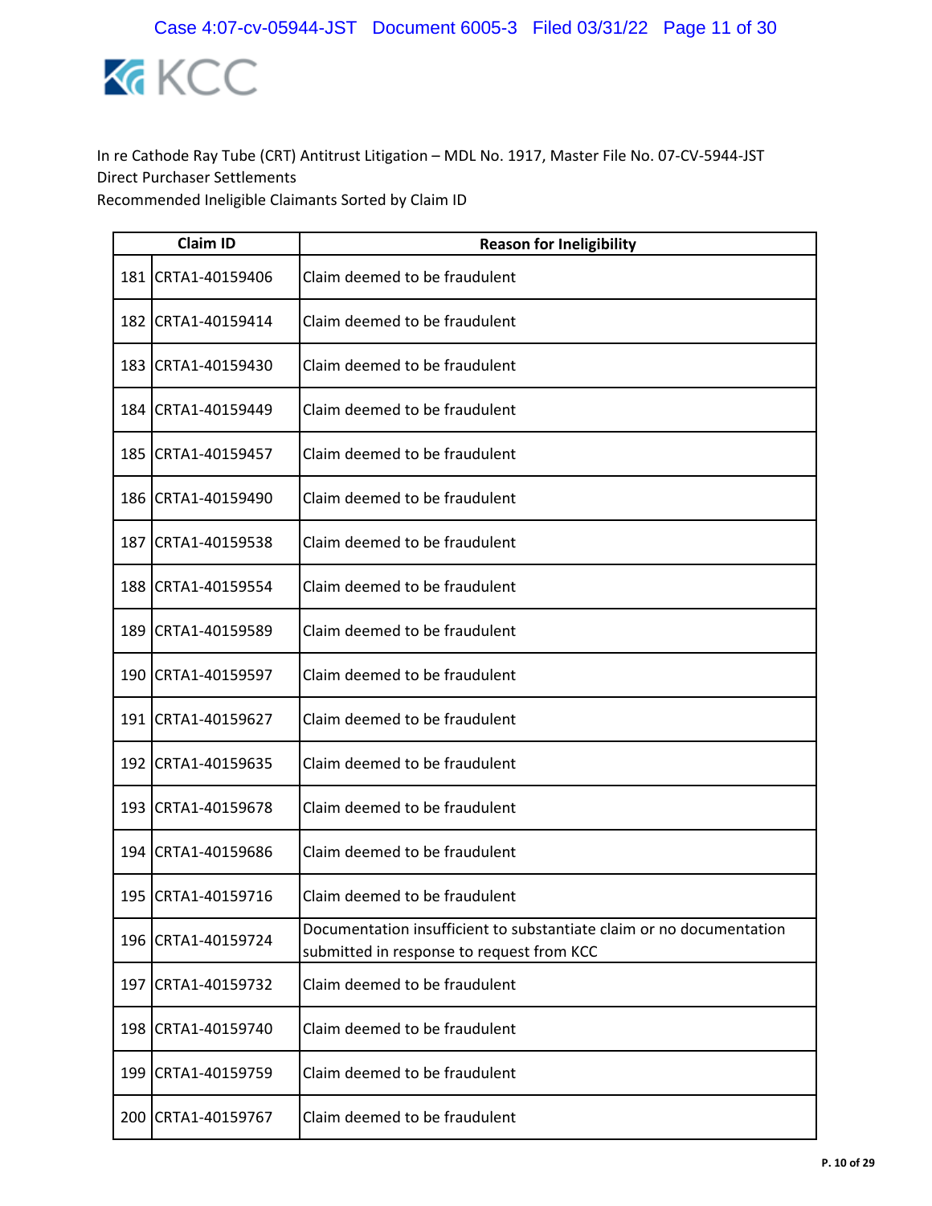In re Cathode Ray Tube (CRT) Antitrust Litigation – MDL No. 1917, Master File No. 07-CV-5944-JST
Direct Purchaser Settlements
Recommended Ineligible Claimants Sorted by Claim ID

| | Claim ID | Reason for Ineligibility |
|---|---|---|
| 181 | CRTA1-40159406 | Claim deemed to be fraudulent |
| 182 | CRTA1-40159414 | Claim deemed to be fraudulent |
| 183 | CRTA1-40159430 | Claim deemed to be fraudulent |
| 184 | CRTA1-40159449 | Claim deemed to be fraudulent |
| 185 | CRTA1-40159457 | Claim deemed to be fraudulent |
| 186 | CRTA1-40159490 | Claim deemed to be fraudulent |
| 187 | CRTA1-40159538 | Claim deemed to be fraudulent |
| 188 | CRTA1-40159554 | Claim deemed to be fraudulent |
| 189 | CRTA1-40159589 | Claim deemed to be fraudulent |
| 190 | CRTA1-40159597 | Claim deemed to be fraudulent |
| 191 | CRTA1-40159627 | Claim deemed to be fraudulent |
| 192 | CRTA1-40159635 | Claim deemed to be fraudulent |
| 193 | CRTA1-40159678 | Claim deemed to be fraudulent |
| 194 | CRTA1-40159686 | Claim deemed to be fraudulent |
| 195 | CRTA1-40159716 | Claim deemed to be fraudulent |
| 196 | CRTA1-40159724 | Documentation insufficient to substantiate claim or no documentation submitted in response to request from KCC |
| 197 | CRTA1-40159732 | Claim deemed to be fraudulent |
| 198 | CRTA1-40159740 | Claim deemed to be fraudulent |
| 199 | CRTA1-40159759 | Claim deemed to be fraudulent |
| 200 | CRTA1-40159767 | Claim deemed to be fraudulent |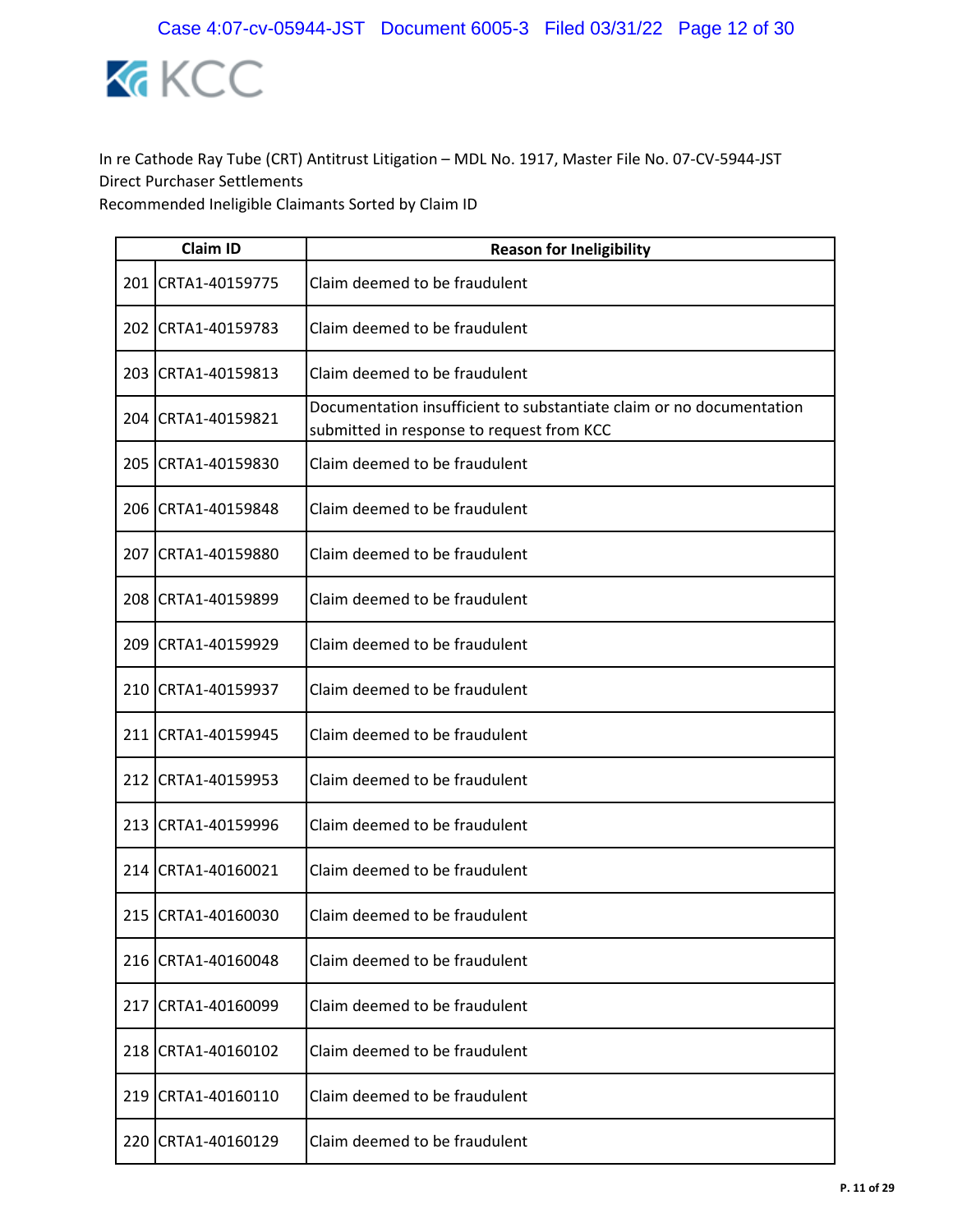In re Cathode Ray Tube (CRT) Antitrust Litigation – MDL No. 1917, Master File No. 07-CV-5944-JST
Direct Purchaser Settlements
Recommended Ineligible Claimants Sorted by Claim ID

| | Claim ID | Reason for Ineligibility |
|---|---|---|
| 201 | CRTA1-40159775 | Claim deemed to be fraudulent |
| 202 | CRTA1-40159783 | Claim deemed to be fraudulent |
| 203 | CRTA1-40159813 | Claim deemed to be fraudulent |
| 204 | CRTA1-40159821 | Documentation insufficient to substantiate claim or no documentation submitted in response to request from KCC |
| 205 | CRTA1-40159830 | Claim deemed to be fraudulent |
| 206 | CRTA1-40159848 | Claim deemed to be fraudulent |
| 207 | CRTA1-40159880 | Claim deemed to be fraudulent |
| 208 | CRTA1-40159899 | Claim deemed to be fraudulent |
| 209 | CRTA1-40159929 | Claim deemed to be fraudulent |
| 210 | CRTA1-40159937 | Claim deemed to be fraudulent |
| 211 | CRTA1-40159945 | Claim deemed to be fraudulent |
| 212 | CRTA1-40159953 | Claim deemed to be fraudulent |
| 213 | CRTA1-40159996 | Claim deemed to be fraudulent |
| 214 | CRTA1-40160021 | Claim deemed to be fraudulent |
| 215 | CRTA1-40160030 | Claim deemed to be fraudulent |
| 216 | CRTA1-40160048 | Claim deemed to be fraudulent |
| 217 | CRTA1-40160099 | Claim deemed to be fraudulent |
| 218 | CRTA1-40160102 | Claim deemed to be fraudulent |
| 219 | CRTA1-40160110 | Claim deemed to be fraudulent |
| 220 | CRTA1-40160129 | Claim deemed to be fraudulent |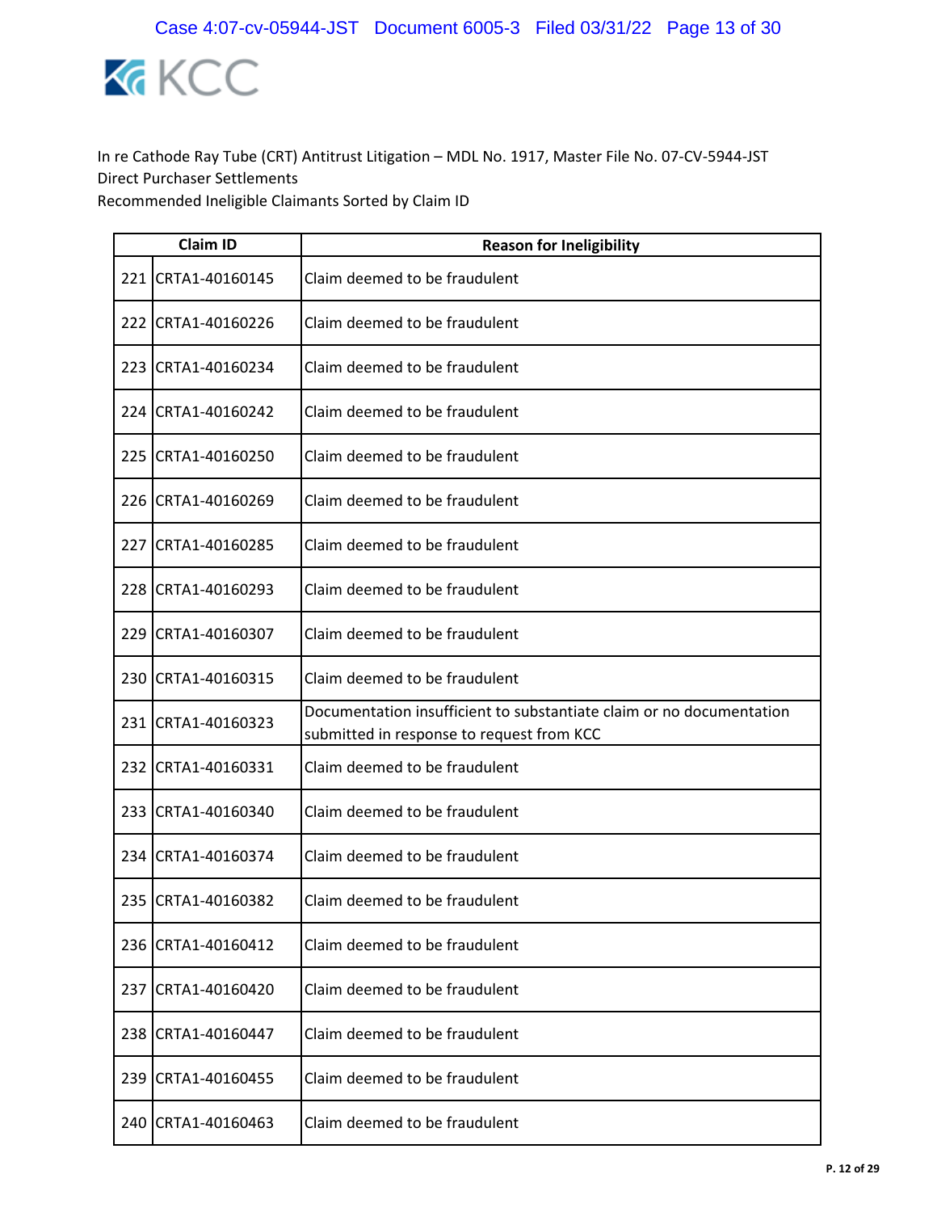In re Cathode Ray Tube (CRT) Antitrust Litigation – MDL No. 1917, Master File No. 07-CV-5944-JST
Direct Purchaser Settlements
Recommended Ineligible Claimants Sorted by Claim ID

| | Claim ID | Reason for Ineligibility |
|---|---|---|
| 221 | CRTA1-40160145 | Claim deemed to be fraudulent |
| 222 | CRTA1-40160226 | Claim deemed to be fraudulent |
| 223 | CRTA1-40160234 | Claim deemed to be fraudulent |
| 224 | CRTA1-40160242 | Claim deemed to be fraudulent |
| 225 | CRTA1-40160250 | Claim deemed to be fraudulent |
| 226 | CRTA1-40160269 | Claim deemed to be fraudulent |
| 227 | CRTA1-40160285 | Claim deemed to be fraudulent |
| 228 | CRTA1-40160293 | Claim deemed to be fraudulent |
| 229 | CRTA1-40160307 | Claim deemed to be fraudulent |
| 230 | CRTA1-40160315 | Claim deemed to be fraudulent |
| 231 | CRTA1-40160323 | Documentation insufficient to substantiate claim or no documentation submitted in response to request from KCC |
| 232 | CRTA1-40160331 | Claim deemed to be fraudulent |
| 233 | CRTA1-40160340 | Claim deemed to be fraudulent |
| 234 | CRTA1-40160374 | Claim deemed to be fraudulent |
| 235 | CRTA1-40160382 | Claim deemed to be fraudulent |
| 236 | CRTA1-40160412 | Claim deemed to be fraudulent |
| 237 | CRTA1-40160420 | Claim deemed to be fraudulent |
| 238 | CRTA1-40160447 | Claim deemed to be fraudulent |
| 239 | CRTA1-40160455 | Claim deemed to be fraudulent |
| 240 | CRTA1-40160463 | Claim deemed to be fraudulent |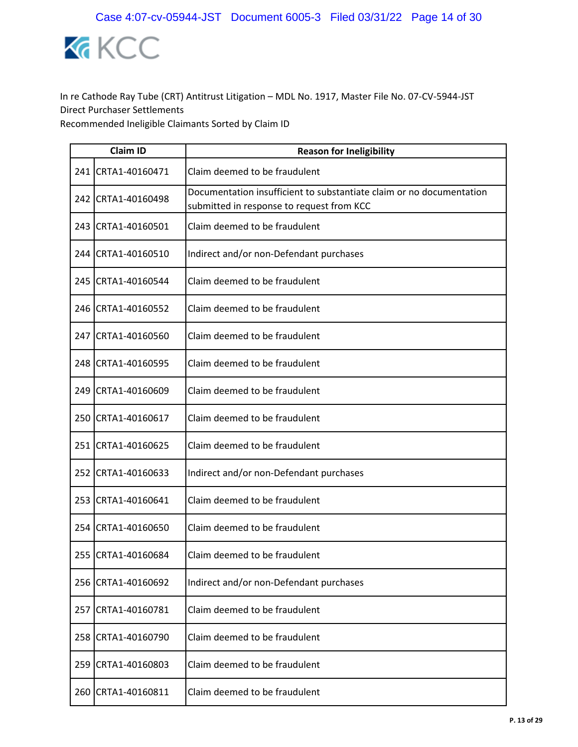In re Cathode Ray Tube (CRT) Antitrust Litigation – MDL No. 1917, Master File No. 07-CV-5944-JST
Direct Purchaser Settlements
Recommended Ineligible Claimants Sorted by Claim ID

| | Claim ID | Reason for Ineligibility |
|---|---|---|
| 241 | CRTA1-40160471 | Claim deemed to be fraudulent |
| 242 | CRTA1-40160498 | Documentation insufficient to substantiate claim or no documentation submitted in response to request from KCC |
| 243 | CRTA1-40160501 | Claim deemed to be fraudulent |
| 244 | CRTA1-40160510 | Indirect and/or non-Defendant purchases |
| 245 | CRTA1-40160544 | Claim deemed to be fraudulent |
| 246 | CRTA1-40160552 | Claim deemed to be fraudulent |
| 247 | CRTA1-40160560 | Claim deemed to be fraudulent |
| 248 | CRTA1-40160595 | Claim deemed to be fraudulent |
| 249 | CRTA1-40160609 | Claim deemed to be fraudulent |
| 250 | CRTA1-40160617 | Claim deemed to be fraudulent |
| 251 | CRTA1-40160625 | Claim deemed to be fraudulent |
| 252 | CRTA1-40160633 | Indirect and/or non-Defendant purchases |
| 253 | CRTA1-40160641 | Claim deemed to be fraudulent |
| 254 | CRTA1-40160650 | Claim deemed to be fraudulent |
| 255 | CRTA1-40160684 | Claim deemed to be fraudulent |
| 256 | CRTA1-40160692 | Indirect and/or non-Defendant purchases |
| 257 | CRTA1-40160781 | Claim deemed to be fraudulent |
| 258 | CRTA1-40160790 | Claim deemed to be fraudulent |
| 259 | CRTA1-40160803 | Claim deemed to be fraudulent |
| 260 | CRTA1-40160811 | Claim deemed to be fraudulent |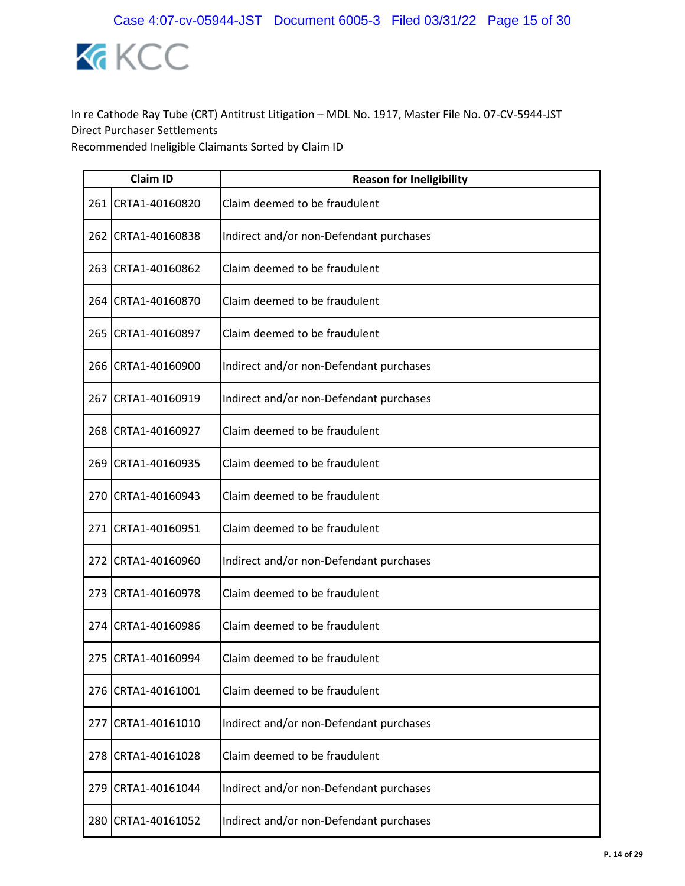In re Cathode Ray Tube (CRT) Antitrust Litigation – MDL No. 1917, Master File No. 07-CV-5944-JST
Direct Purchaser Settlements
Recommended Ineligible Claimants Sorted by Claim ID

| | Claim ID | Reason for Ineligibility |
|---|---|---|
| 261 | CRTA1-40160820 | Claim deemed to be fraudulent |
| 262 | CRTA1-40160838 | Indirect and/or non-Defendant purchases |
| 263 | CRTA1-40160862 | Claim deemed to be fraudulent |
| 264 | CRTA1-40160870 | Claim deemed to be fraudulent |
| 265 | CRTA1-40160897 | Claim deemed to be fraudulent |
| 266 | CRTA1-40160900 | Indirect and/or non-Defendant purchases |
| 267 | CRTA1-40160919 | Indirect and/or non-Defendant purchases |
| 268 | CRTA1-40160927 | Claim deemed to be fraudulent |
| 269 | CRTA1-40160935 | Claim deemed to be fraudulent |
| 270 | CRTA1-40160943 | Claim deemed to be fraudulent |
| 271 | CRTA1-40160951 | Claim deemed to be fraudulent |
| 272 | CRTA1-40160960 | Indirect and/or non-Defendant purchases |
| 273 | CRTA1-40160978 | Claim deemed to be fraudulent |
| 274 | CRTA1-40160986 | Claim deemed to be fraudulent |
| 275 | CRTA1-40160994 | Claim deemed to be fraudulent |
| 276 | CRTA1-40161001 | Claim deemed to be fraudulent |
| 277 | CRTA1-40161010 | Indirect and/or non-Defendant purchases |
| 278 | CRTA1-40161028 | Claim deemed to be fraudulent |
| 279 | CRTA1-40161044 | Indirect and/or non-Defendant purchases |
| 280 | CRTA1-40161052 | Indirect and/or non-Defendant purchases |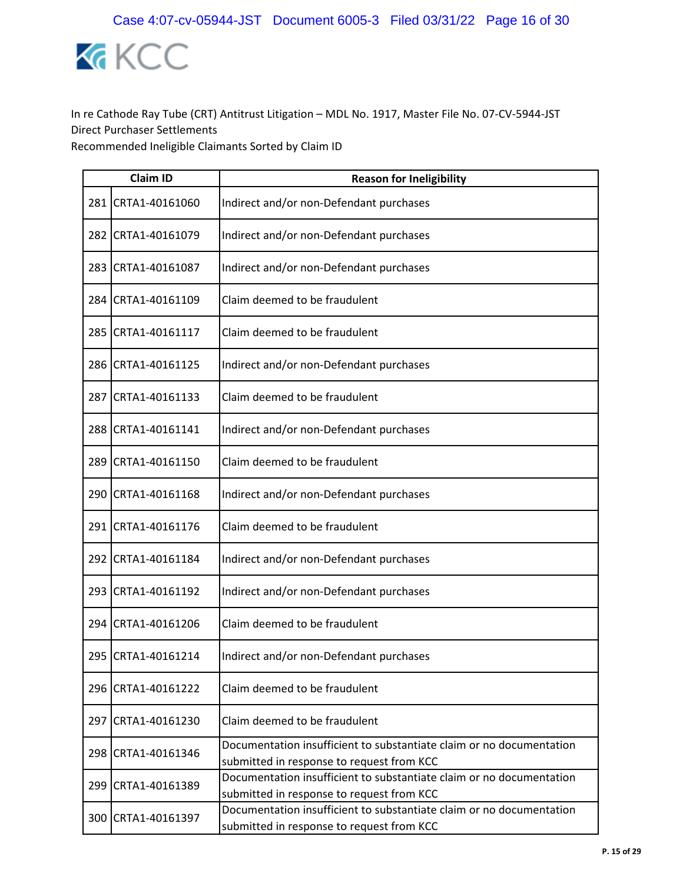In re Cathode Ray Tube (CRT) Antitrust Litigation – MDL No. 1917, Master File No. 07-CV-5944-JST
Direct Purchaser Settlements
Recommended Ineligible Claimants Sorted by Claim ID

| | Claim ID | Reason for Ineligibility |
|---|---|---|
| 281 | CRTA1-40161060 | Indirect and/or non-Defendant purchases |
| 282 | CRTA1-40161079 | Indirect and/or non-Defendant purchases |
| 283 | CRTA1-40161087 | Indirect and/or non-Defendant purchases |
| 284 | CRTA1-40161109 | Claim deemed to be fraudulent |
| 285 | CRTA1-40161117 | Claim deemed to be fraudulent |
| 286 | CRTA1-40161125 | Indirect and/or non-Defendant purchases |
| 287 | CRTA1-40161133 | Claim deemed to be fraudulent |
| 288 | CRTA1-40161141 | Indirect and/or non-Defendant purchases |
| 289 | CRTA1-40161150 | Claim deemed to be fraudulent |
| 290 | CRTA1-40161168 | Indirect and/or non-Defendant purchases |
| 291 | CRTA1-40161176 | Claim deemed to be fraudulent |
| 292 | CRTA1-40161184 | Indirect and/or non-Defendant purchases |
| 293 | CRTA1-40161192 | Indirect and/or non-Defendant purchases |
| 294 | CRTA1-40161206 | Claim deemed to be fraudulent |
| 295 | CRTA1-40161214 | Indirect and/or non-Defendant purchases |
| 296 | CRTA1-40161222 | Claim deemed to be fraudulent |
| 297 | CRTA1-40161230 | Claim deemed to be fraudulent |
| 298 | CRTA1-40161346 | Documentation insufficient to substantiate claim or no documentation submitted in response to request from KCC |
| 299 | CRTA1-40161389 | Documentation insufficient to substantiate claim or no documentation submitted in response to request from KCC |
| 300 | CRTA1-40161397 | Documentation insufficient to substantiate claim or no documentation submitted in response to request from KCC |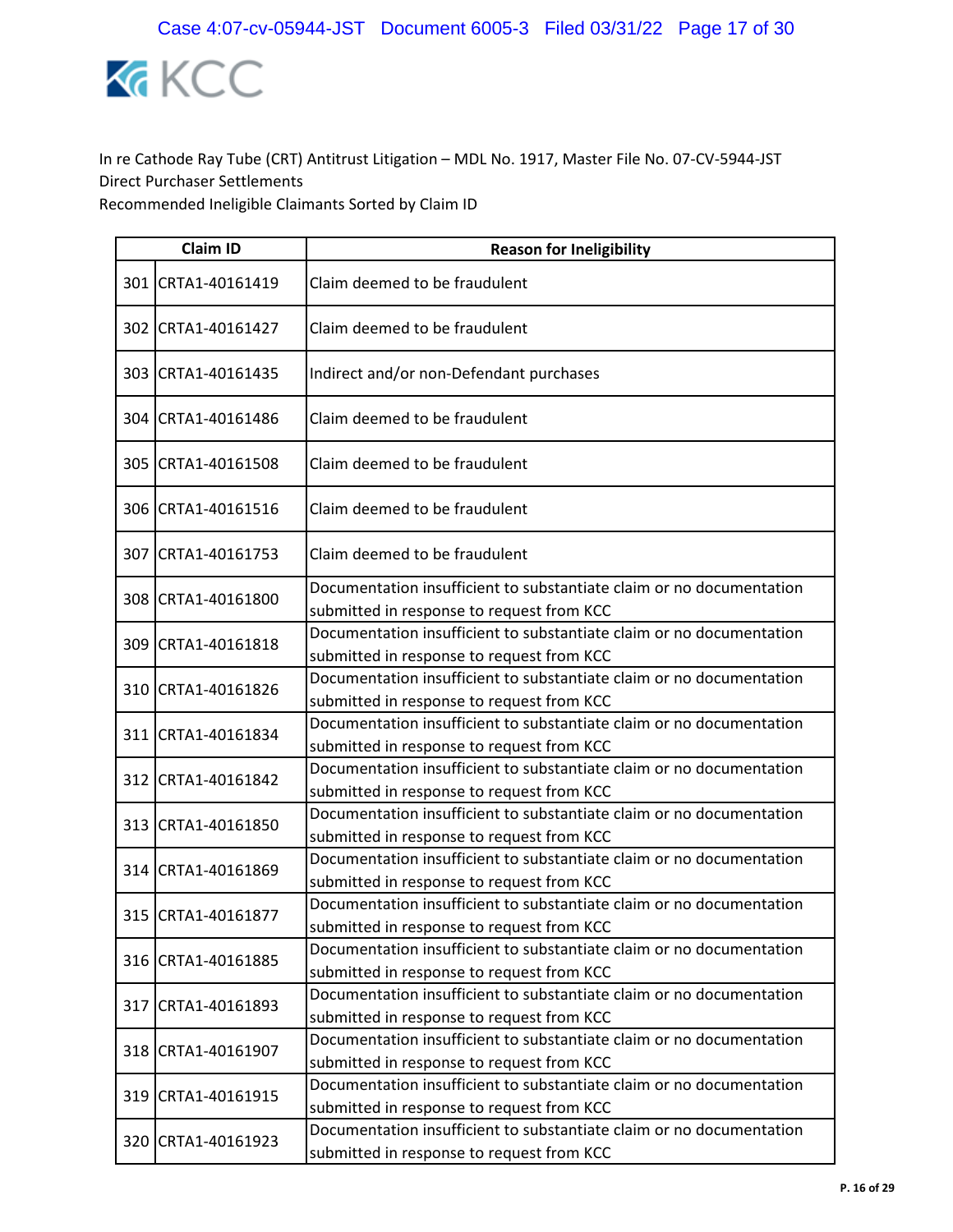In re Cathode Ray Tube (CRT) Antitrust Litigation – MDL No. 1917, Master File No. 07-CV-5944-JST
Direct Purchaser Settlements
Recommended Ineligible Claimants Sorted by Claim ID

| | Claim ID | Reason for Ineligibility |
|---|---|---|
| 301 | CRTA1-40161419 | Claim deemed to be fraudulent |
| 302 | CRTA1-40161427 | Claim deemed to be fraudulent |
| 303 | CRTA1-40161435 | Indirect and/or non-Defendant purchases |
| 304 | CRTA1-40161486 | Claim deemed to be fraudulent |
| 305 | CRTA1-40161508 | Claim deemed to be fraudulent |
| 306 | CRTA1-40161516 | Claim deemed to be fraudulent |
| 307 | CRTA1-40161753 | Claim deemed to be fraudulent |
| 308 | CRTA1-40161800 | Documentation insufficient to substantiate claim or no documentation submitted in response to request from KCC |
| 309 | CRTA1-40161818 | Documentation insufficient to substantiate claim or no documentation submitted in response to request from KCC |
| 310 | CRTA1-40161826 | Documentation insufficient to substantiate claim or no documentation submitted in response to request from KCC |
| 311 | CRTA1-40161834 | Documentation insufficient to substantiate claim or no documentation submitted in response to request from KCC |
| 312 | CRTA1-40161842 | Documentation insufficient to substantiate claim or no documentation submitted in response to request from KCC |
| 313 | CRTA1-40161850 | Documentation insufficient to substantiate claim or no documentation submitted in response to request from KCC |
| 314 | CRTA1-40161869 | Documentation insufficient to substantiate claim or no documentation submitted in response to request from KCC |
| 315 | CRTA1-40161877 | Documentation insufficient to substantiate claim or no documentation submitted in response to request from KCC |
| 316 | CRTA1-40161885 | Documentation insufficient to substantiate claim or no documentation submitted in response to request from KCC |
| 317 | CRTA1-40161893 | Documentation insufficient to substantiate claim or no documentation submitted in response to request from KCC |
| 318 | CRTA1-40161907 | Documentation insufficient to substantiate claim or no documentation submitted in response to request from KCC |
| 319 | CRTA1-40161915 | Documentation insufficient to substantiate claim or no documentation submitted in response to request from KCC |
| 320 | CRTA1-40161923 | Documentation insufficient to substantiate claim or no documentation submitted in response to request from KCC |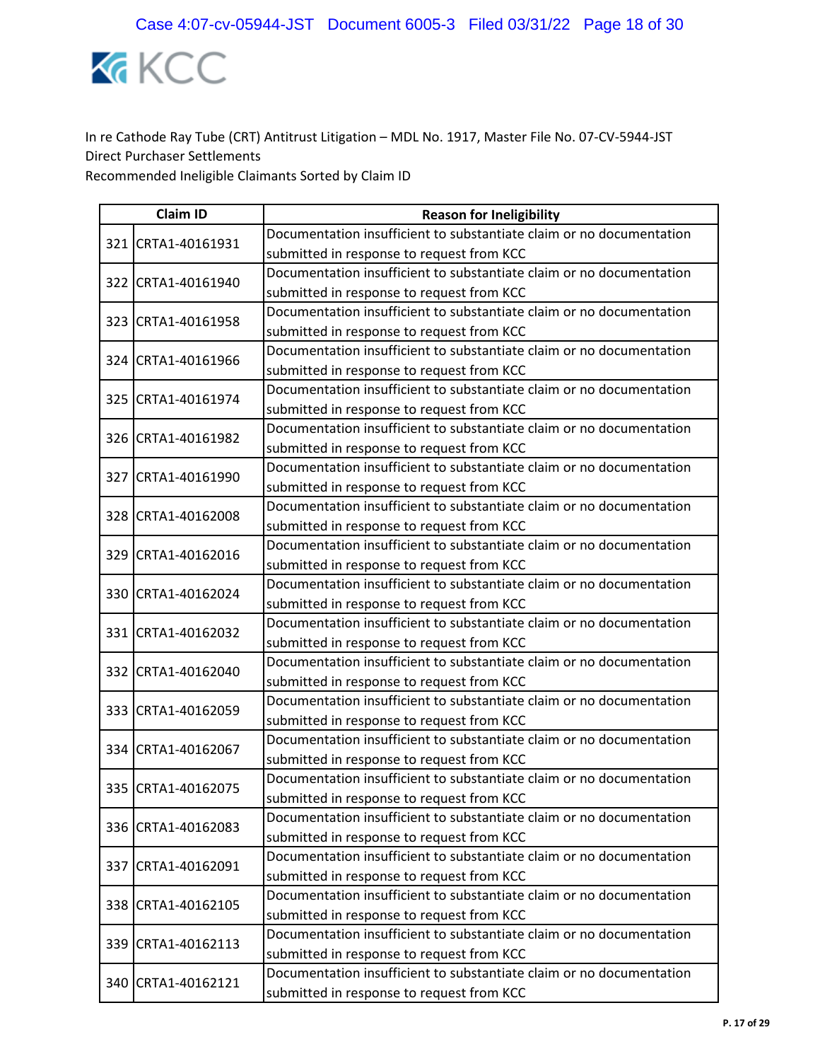KCC

In re Cathode Ray Tube (CRT) Antitrust Litigation – MDL No. 1917, Master File No. 07-CV-5944-JST
Direct Purchaser Settlements
Recommended Ineligible Claimants Sorted by Claim ID

| | Claim ID | Reason for Ineligibility |
|---|---|---|
| 321 | CRTA1-40161931 | Documentation insufficient to substantiate claim or no documentation submitted in response to request from KCC |
| 322 | CRTA1-40161940 | Documentation insufficient to substantiate claim or no documentation submitted in response to request from KCC |
| 323 | CRTA1-40161958 | Documentation insufficient to substantiate claim or no documentation submitted in response to request from KCC |
| 324 | CRTA1-40161966 | Documentation insufficient to substantiate claim or no documentation submitted in response to request from KCC |
| 325 | CRTA1-40161974 | Documentation insufficient to substantiate claim or no documentation submitted in response to request from KCC |
| 326 | CRTA1-40161982 | Documentation insufficient to substantiate claim or no documentation submitted in response to request from KCC |
| 327 | CRTA1-40161990 | Documentation insufficient to substantiate claim or no documentation submitted in response to request from KCC |
| 328 | CRTA1-40162008 | Documentation insufficient to substantiate claim or no documentation submitted in response to request from KCC |
| 329 | CRTA1-40162016 | Documentation insufficient to substantiate claim or no documentation submitted in response to request from KCC |
| 330 | CRTA1-40162024 | Documentation insufficient to substantiate claim or no documentation submitted in response to request from KCC |
| 331 | CRTA1-40162032 | Documentation insufficient to substantiate claim or no documentation submitted in response to request from KCC |
| 332 | CRTA1-40162040 | Documentation insufficient to substantiate claim or no documentation submitted in response to request from KCC |
| 333 | CRTA1-40162059 | Documentation insufficient to substantiate claim or no documentation submitted in response to request from KCC |
| 334 | CRTA1-40162067 | Documentation insufficient to substantiate claim or no documentation submitted in response to request from KCC |
| 335 | CRTA1-40162075 | Documentation insufficient to substantiate claim or no documentation submitted in response to request from KCC |
| 336 | CRTA1-40162083 | Documentation insufficient to substantiate claim or no documentation submitted in response to request from KCC |
| 337 | CRTA1-40162091 | Documentation insufficient to substantiate claim or no documentation submitted in response to request from KCC |
| 338 | CRTA1-40162105 | Documentation insufficient to substantiate claim or no documentation submitted in response to request from KCC |
| 339 | CRTA1-40162113 | Documentation insufficient to substantiate claim or no documentation submitted in response to request from KCC |
| 340 | CRTA1-40162121 | Documentation insufficient to substantiate claim or no documentation submitted in response to request from KCC |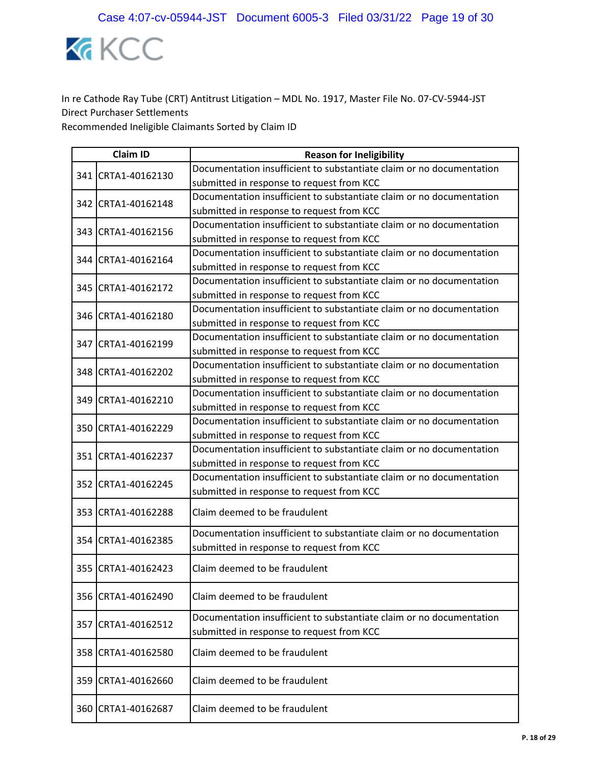KCC

In re Cathode Ray Tube (CRT) Antitrust Litigation – MDL No. 1917, Master File No. 07-CV-5944-JST
Direct Purchaser Settlements
Recommended Ineligible Claimants Sorted by Claim ID

| | Claim ID | Reason for Ineligibility |
|---|---|---|
| 341 | CRTA1-40162130 | Documentation insufficient to substantiate claim or no documentation submitted in response to request from KCC |
| 342 | CRTA1-40162148 | Documentation insufficient to substantiate claim or no documentation submitted in response to request from KCC |
| 343 | CRTA1-40162156 | Documentation insufficient to substantiate claim or no documentation submitted in response to request from KCC |
| 344 | CRTA1-40162164 | Documentation insufficient to substantiate claim or no documentation submitted in response to request from KCC |
| 345 | CRTA1-40162172 | Documentation insufficient to substantiate claim or no documentation submitted in response to request from KCC |
| 346 | CRTA1-40162180 | Documentation insufficient to substantiate claim or no documentation submitted in response to request from KCC |
| 347 | CRTA1-40162199 | Documentation insufficient to substantiate claim or no documentation submitted in response to request from KCC |
| 348 | CRTA1-40162202 | Documentation insufficient to substantiate claim or no documentation submitted in response to request from KCC |
| 349 | CRTA1-40162210 | Documentation insufficient to substantiate claim or no documentation submitted in response to request from KCC |
| 350 | CRTA1-40162229 | Documentation insufficient to substantiate claim or no documentation submitted in response to request from KCC |
| 351 | CRTA1-40162237 | Documentation insufficient to substantiate claim or no documentation submitted in response to request from KCC |
| 352 | CRTA1-40162245 | Documentation insufficient to substantiate claim or no documentation submitted in response to request from KCC |
| 353 | CRTA1-40162288 | Claim deemed to be fraudulent |
| 354 | CRTA1-40162385 | Documentation insufficient to substantiate claim or no documentation submitted in response to request from KCC |
| 355 | CRTA1-40162423 | Claim deemed to be fraudulent |
| 356 | CRTA1-40162490 | Claim deemed to be fraudulent |
| 357 | CRTA1-40162512 | Documentation insufficient to substantiate claim or no documentation submitted in response to request from KCC |
| 358 | CRTA1-40162580 | Claim deemed to be fraudulent |
| 359 | CRTA1-40162660 | Claim deemed to be fraudulent |
| 360 | CRTA1-40162687 | Claim deemed to be fraudulent |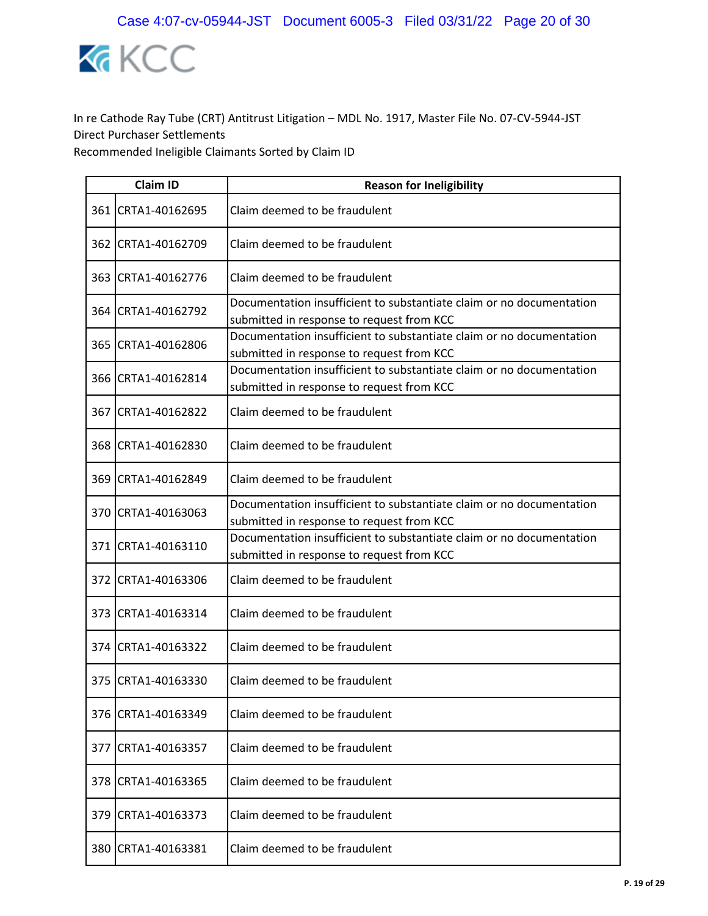In re Cathode Ray Tube (CRT) Antitrust Litigation – MDL No. 1917, Master File No. 07-CV-5944-JST
Direct Purchaser Settlements
Recommended Ineligible Claimants Sorted by Claim ID

| | Claim ID | Reason for Ineligibility |
|---|---|---|
| 361 | CRTA1-40162695 | Claim deemed to be fraudulent |
| 362 | CRTA1-40162709 | Claim deemed to be fraudulent |
| 363 | CRTA1-40162776 | Claim deemed to be fraudulent |
| 364 | CRTA1-40162792 | Documentation insufficient to substantiate claim or no documentation submitted in response to request from KCC |
| 365 | CRTA1-40162806 | Documentation insufficient to substantiate claim or no documentation submitted in response to request from KCC |
| 366 | CRTA1-40162814 | Documentation insufficient to substantiate claim or no documentation submitted in response to request from KCC |
| 367 | CRTA1-40162822 | Claim deemed to be fraudulent |
| 368 | CRTA1-40162830 | Claim deemed to be fraudulent |
| 369 | CRTA1-40162849 | Claim deemed to be fraudulent |
| 370 | CRTA1-40163063 | Documentation insufficient to substantiate claim or no documentation submitted in response to request from KCC |
| 371 | CRTA1-40163110 | Documentation insufficient to substantiate claim or no documentation submitted in response to request from KCC |
| 372 | CRTA1-40163306 | Claim deemed to be fraudulent |
| 373 | CRTA1-40163314 | Claim deemed to be fraudulent |
| 374 | CRTA1-40163322 | Claim deemed to be fraudulent |
| 375 | CRTA1-40163330 | Claim deemed to be fraudulent |
| 376 | CRTA1-40163349 | Claim deemed to be fraudulent |
| 377 | CRTA1-40163357 | Claim deemed to be fraudulent |
| 378 | CRTA1-40163365 | Claim deemed to be fraudulent |
| 379 | CRTA1-40163373 | Claim deemed to be fraudulent |
| 380 | CRTA1-40163381 | Claim deemed to be fraudulent |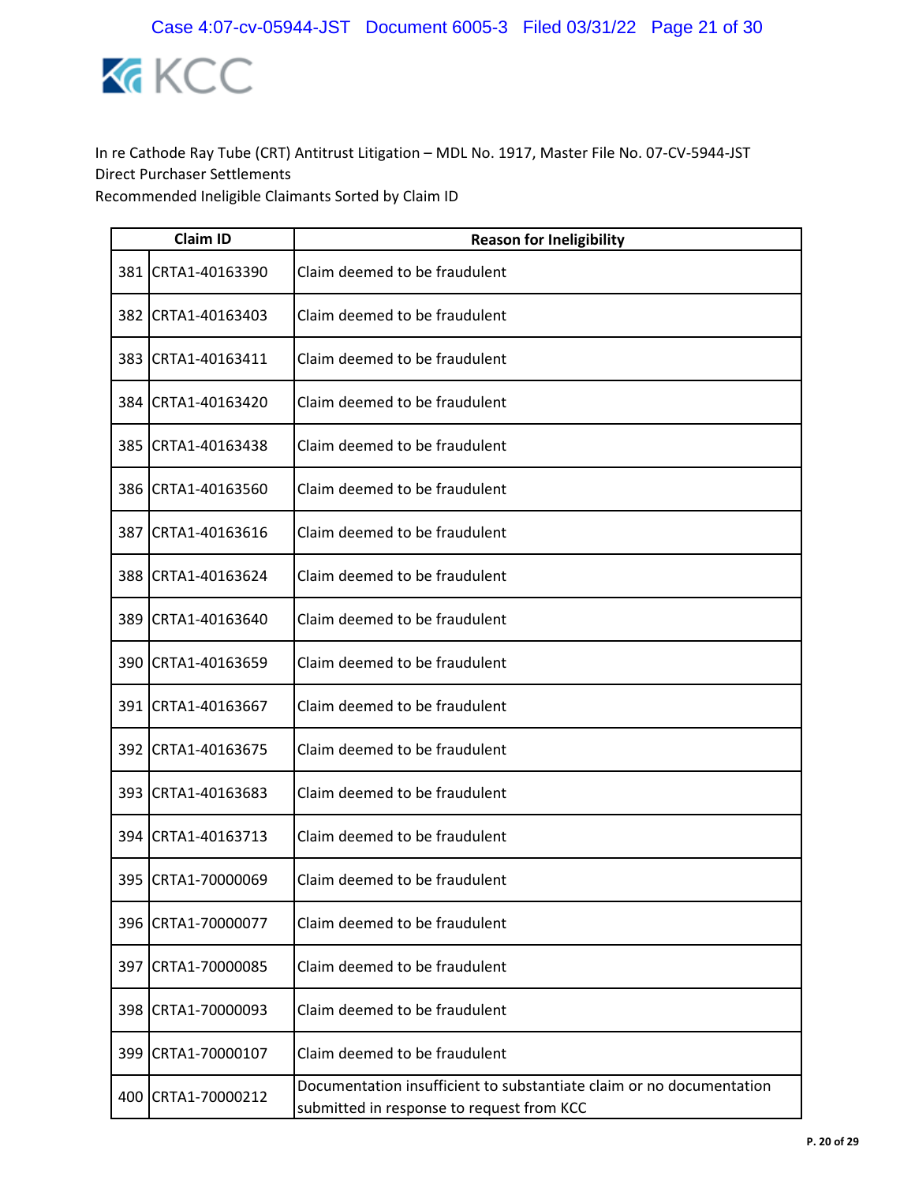In re Cathode Ray Tube (CRT) Antitrust Litigation – MDL No. 1917, Master File No. 07-CV-5944-JST
Direct Purchaser Settlements
Recommended Ineligible Claimants Sorted by Claim ID

| | Claim ID | Reason for Ineligibility |
|---|---|---|
| 381 | CRTA1-40163390 | Claim deemed to be fraudulent |
| 382 | CRTA1-40163403 | Claim deemed to be fraudulent |
| 383 | CRTA1-40163411 | Claim deemed to be fraudulent |
| 384 | CRTA1-40163420 | Claim deemed to be fraudulent |
| 385 | CRTA1-40163438 | Claim deemed to be fraudulent |
| 386 | CRTA1-40163560 | Claim deemed to be fraudulent |
| 387 | CRTA1-40163616 | Claim deemed to be fraudulent |
| 388 | CRTA1-40163624 | Claim deemed to be fraudulent |
| 389 | CRTA1-40163640 | Claim deemed to be fraudulent |
| 390 | CRTA1-40163659 | Claim deemed to be fraudulent |
| 391 | CRTA1-40163667 | Claim deemed to be fraudulent |
| 392 | CRTA1-40163675 | Claim deemed to be fraudulent |
| 393 | CRTA1-40163683 | Claim deemed to be fraudulent |
| 394 | CRTA1-40163713 | Claim deemed to be fraudulent |
| 395 | CRTA1-70000069 | Claim deemed to be fraudulent |
| 396 | CRTA1-70000077 | Claim deemed to be fraudulent |
| 397 | CRTA1-70000085 | Claim deemed to be fraudulent |
| 398 | CRTA1-70000093 | Claim deemed to be fraudulent |
| 399 | CRTA1-70000107 | Claim deemed to be fraudulent |
| 400 | CRTA1-70000212 | Documentation insufficient to substantiate claim or no documentation submitted in response to request from KCC |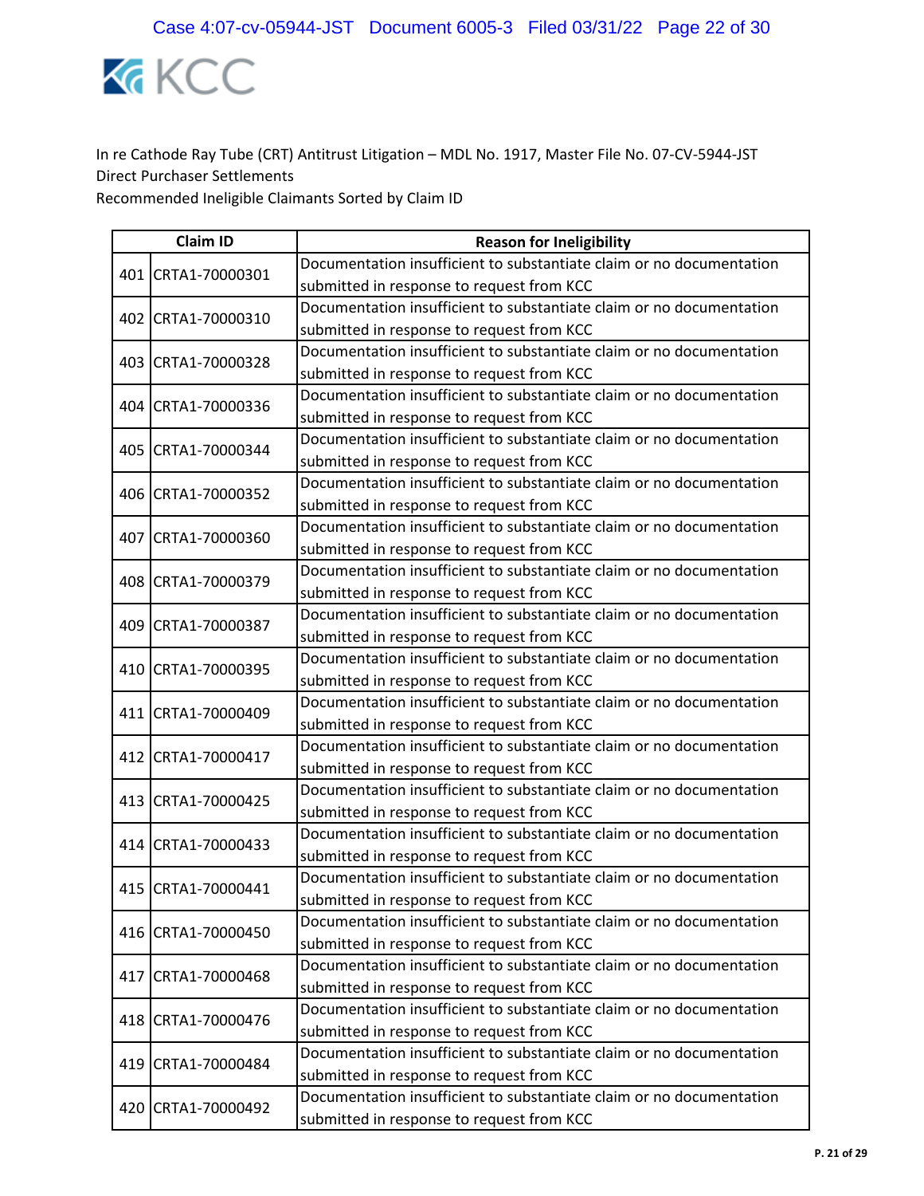KCC

In re Cathode Ray Tube (CRT) Antitrust Litigation – MDL No. 1917, Master File No. 07-CV-5944-JST
Direct Purchaser Settlements
Recommended Ineligible Claimants Sorted by Claim ID

| | Claim ID | Reason for Ineligibility |
|---|---|---|
| 401 | CRTA1-70000301 | Documentation insufficient to substantiate claim or no documentation submitted in response to request from KCC |
| 402 | CRTA1-70000310 | Documentation insufficient to substantiate claim or no documentation submitted in response to request from KCC |
| 403 | CRTA1-70000328 | Documentation insufficient to substantiate claim or no documentation submitted in response to request from KCC |
| 404 | CRTA1-70000336 | Documentation insufficient to substantiate claim or no documentation submitted in response to request from KCC |
| 405 | CRTA1-70000344 | Documentation insufficient to substantiate claim or no documentation submitted in response to request from KCC |
| 406 | CRTA1-70000352 | Documentation insufficient to substantiate claim or no documentation submitted in response to request from KCC |
| 407 | CRTA1-70000360 | Documentation insufficient to substantiate claim or no documentation submitted in response to request from KCC |
| 408 | CRTA1-70000379 | Documentation insufficient to substantiate claim or no documentation submitted in response to request from KCC |
| 409 | CRTA1-70000387 | Documentation insufficient to substantiate claim or no documentation submitted in response to request from KCC |
| 410 | CRTA1-70000395 | Documentation insufficient to substantiate claim or no documentation submitted in response to request from KCC |
| 411 | CRTA1-70000409 | Documentation insufficient to substantiate claim or no documentation submitted in response to request from KCC |
| 412 | CRTA1-70000417 | Documentation insufficient to substantiate claim or no documentation submitted in response to request from KCC |
| 413 | CRTA1-70000425 | Documentation insufficient to substantiate claim or no documentation submitted in response to request from KCC |
| 414 | CRTA1-70000433 | Documentation insufficient to substantiate claim or no documentation submitted in response to request from KCC |
| 415 | CRTA1-70000441 | Documentation insufficient to substantiate claim or no documentation submitted in response to request from KCC |
| 416 | CRTA1-70000450 | Documentation insufficient to substantiate claim or no documentation submitted in response to request from KCC |
| 417 | CRTA1-70000468 | Documentation insufficient to substantiate claim or no documentation submitted in response to request from KCC |
| 418 | CRTA1-70000476 | Documentation insufficient to substantiate claim or no documentation submitted in response to request from KCC |
| 419 | CRTA1-70000484 | Documentation insufficient to substantiate claim or no documentation submitted in response to request from KCC |
| 420 | CRTA1-70000492 | Documentation insufficient to substantiate claim or no documentation submitted in response to request from KCC |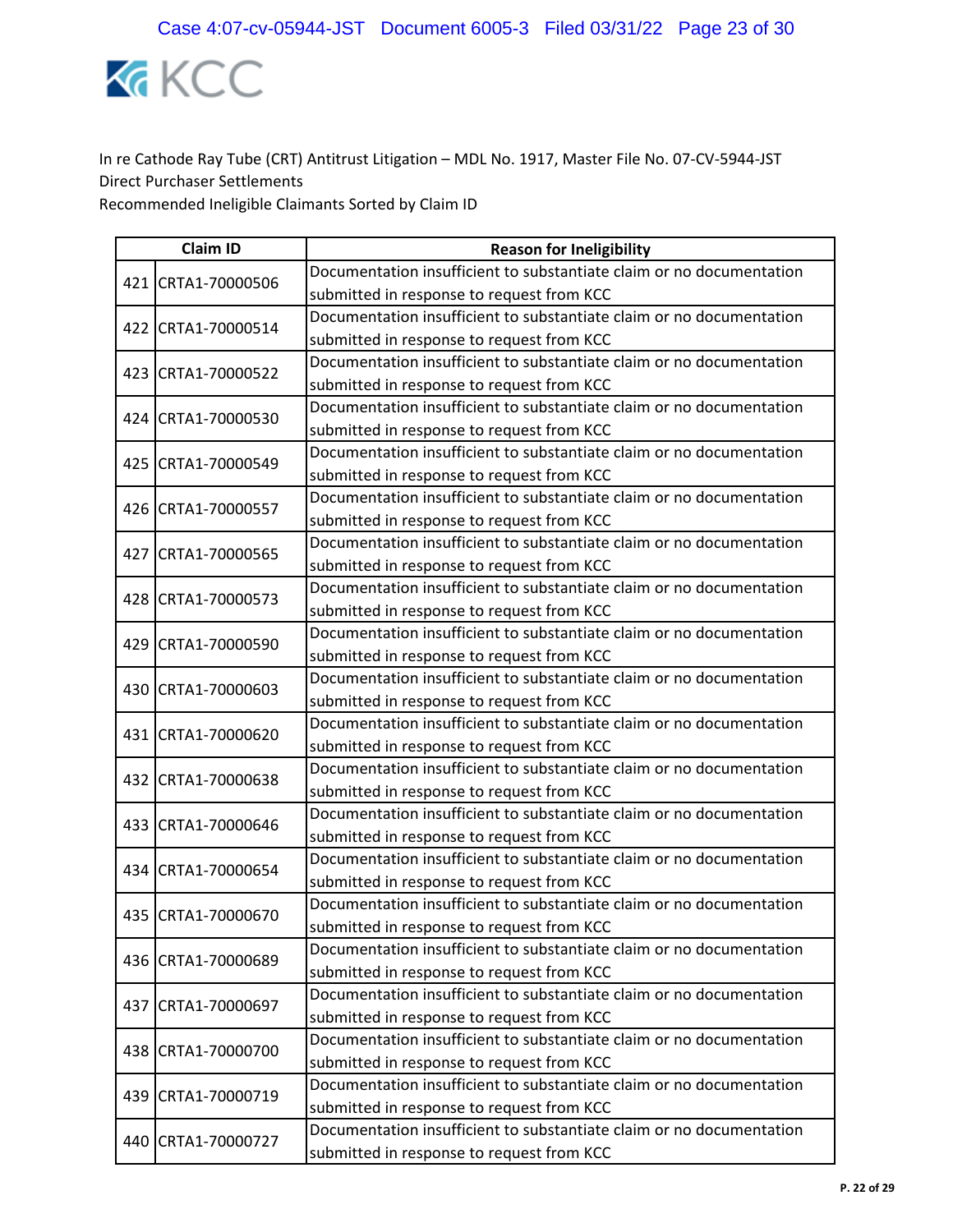In re Cathode Ray Tube (CRT) Antitrust Litigation – MDL No. 1917, Master File No. 07-CV-5944-JST
Direct Purchaser Settlements
Recommended Ineligible Claimants Sorted by Claim ID

| | Claim ID | Reason for Ineligibility |
|---|---|---|
| 421 | CRTA1-70000506 | Documentation insufficient to substantiate claim or no documentation submitted in response to request from KCC |
| 422 | CRTA1-70000514 | Documentation insufficient to substantiate claim or no documentation submitted in response to request from KCC |
| 423 | CRTA1-70000522 | Documentation insufficient to substantiate claim or no documentation submitted in response to request from KCC |
| 424 | CRTA1-70000530 | Documentation insufficient to substantiate claim or no documentation submitted in response to request from KCC |
| 425 | CRTA1-70000549 | Documentation insufficient to substantiate claim or no documentation submitted in response to request from KCC |
| 426 | CRTA1-70000557 | Documentation insufficient to substantiate claim or no documentation submitted in response to request from KCC |
| 427 | CRTA1-70000565 | Documentation insufficient to substantiate claim or no documentation submitted in response to request from KCC |
| 428 | CRTA1-70000573 | Documentation insufficient to substantiate claim or no documentation submitted in response to request from KCC |
| 429 | CRTA1-70000590 | Documentation insufficient to substantiate claim or no documentation submitted in response to request from KCC |
| 430 | CRTA1-70000603 | Documentation insufficient to substantiate claim or no documentation submitted in response to request from KCC |
| 431 | CRTA1-70000620 | Documentation insufficient to substantiate claim or no documentation submitted in response to request from KCC |
| 432 | CRTA1-70000638 | Documentation insufficient to substantiate claim or no documentation submitted in response to request from KCC |
| 433 | CRTA1-70000646 | Documentation insufficient to substantiate claim or no documentation submitted in response to request from KCC |
| 434 | CRTA1-70000654 | Documentation insufficient to substantiate claim or no documentation submitted in response to request from KCC |
| 435 | CRTA1-70000670 | Documentation insufficient to substantiate claim or no documentation submitted in response to request from KCC |
| 436 | CRTA1-70000689 | Documentation insufficient to substantiate claim or no documentation submitted in response to request from KCC |
| 437 | CRTA1-70000697 | Documentation insufficient to substantiate claim or no documentation submitted in response to request from KCC |
| 438 | CRTA1-70000700 | Documentation insufficient to substantiate claim or no documentation submitted in response to request from KCC |
| 439 | CRTA1-70000719 | Documentation insufficient to substantiate claim or no documentation submitted in response to request from KCC |
| 440 | CRTA1-70000727 | Documentation insufficient to substantiate claim or no documentation submitted in response to request from KCC |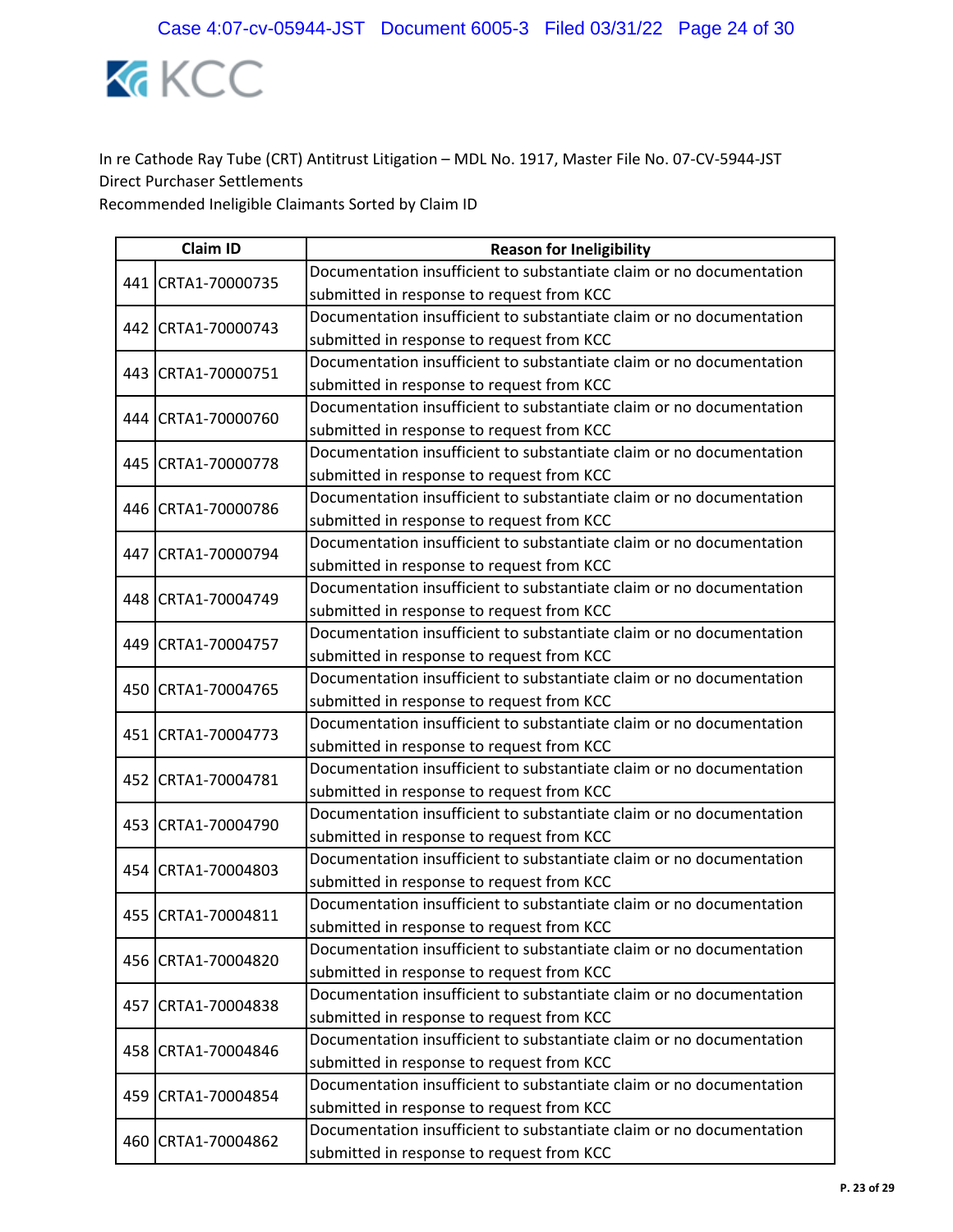In re Cathode Ray Tube (CRT) Antitrust Litigation – MDL No. 1917, Master File No. 07-CV-5944-JST
Direct Purchaser Settlements
Recommended Ineligible Claimants Sorted by Claim ID

| | Claim ID | Reason for Ineligibility |
|---|---|---|
| 441 | CRTA1-70000735 | Documentation insufficient to substantiate claim or no documentation submitted in response to request from KCC |
| 442 | CRTA1-70000743 | Documentation insufficient to substantiate claim or no documentation submitted in response to request from KCC |
| 443 | CRTA1-70000751 | Documentation insufficient to substantiate claim or no documentation submitted in response to request from KCC |
| 444 | CRTA1-70000760 | Documentation insufficient to substantiate claim or no documentation submitted in response to request from KCC |
| 445 | CRTA1-70000778 | Documentation insufficient to substantiate claim or no documentation submitted in response to request from KCC |
| 446 | CRTA1-70000786 | Documentation insufficient to substantiate claim or no documentation submitted in response to request from KCC |
| 447 | CRTA1-70000794 | Documentation insufficient to substantiate claim or no documentation submitted in response to request from KCC |
| 448 | CRTA1-70004749 | Documentation insufficient to substantiate claim or no documentation submitted in response to request from KCC |
| 449 | CRTA1-70004757 | Documentation insufficient to substantiate claim or no documentation submitted in response to request from KCC |
| 450 | CRTA1-70004765 | Documentation insufficient to substantiate claim or no documentation submitted in response to request from KCC |
| 451 | CRTA1-70004773 | Documentation insufficient to substantiate claim or no documentation submitted in response to request from KCC |
| 452 | CRTA1-70004781 | Documentation insufficient to substantiate claim or no documentation submitted in response to request from KCC |
| 453 | CRTA1-70004790 | Documentation insufficient to substantiate claim or no documentation submitted in response to request from KCC |
| 454 | CRTA1-70004803 | Documentation insufficient to substantiate claim or no documentation submitted in response to request from KCC |
| 455 | CRTA1-70004811 | Documentation insufficient to substantiate claim or no documentation submitted in response to request from KCC |
| 456 | CRTA1-70004820 | Documentation insufficient to substantiate claim or no documentation submitted in response to request from KCC |
| 457 | CRTA1-70004838 | Documentation insufficient to substantiate claim or no documentation submitted in response to request from KCC |
| 458 | CRTA1-70004846 | Documentation insufficient to substantiate claim or no documentation submitted in response to request from KCC |
| 459 | CRTA1-70004854 | Documentation insufficient to substantiate claim or no documentation submitted in response to request from KCC |
| 460 | CRTA1-70004862 | Documentation insufficient to substantiate claim or no documentation submitted in response to request from KCC |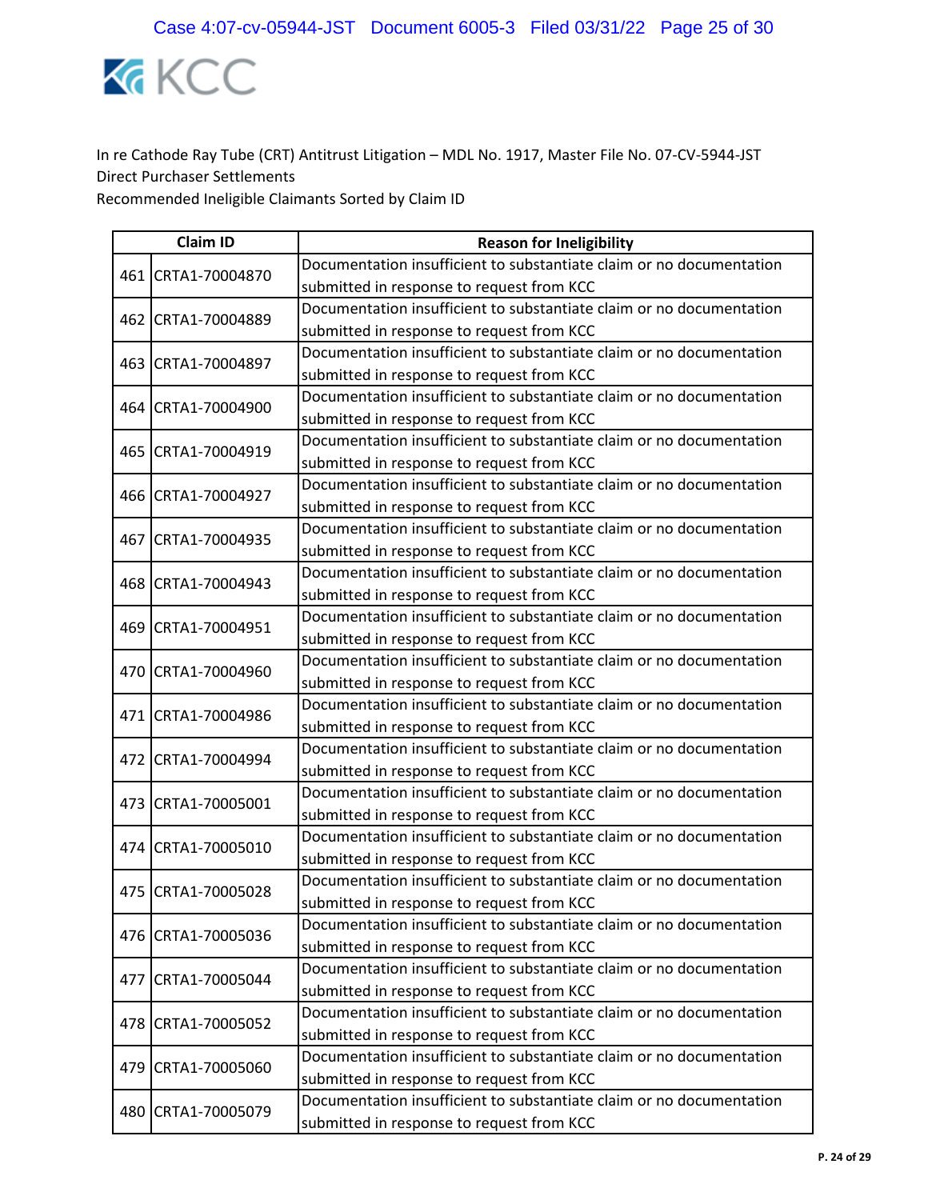In re Cathode Ray Tube (CRT) Antitrust Litigation – MDL No. 1917, Master File No. 07-CV-5944-JST
Direct Purchaser Settlements
Recommended Ineligible Claimants Sorted by Claim ID

| | Claim ID | Reason for Ineligibility |
|---|---|---|
| 461 | CRTA1-70004870 | Documentation insufficient to substantiate claim or no documentation submitted in response to request from KCC |
| 462 | CRTA1-70004889 | Documentation insufficient to substantiate claim or no documentation submitted in response to request from KCC |
| 463 | CRTA1-70004897 | Documentation insufficient to substantiate claim or no documentation submitted in response to request from KCC |
| 464 | CRTA1-70004900 | Documentation insufficient to substantiate claim or no documentation submitted in response to request from KCC |
| 465 | CRTA1-70004919 | Documentation insufficient to substantiate claim or no documentation submitted in response to request from KCC |
| 466 | CRTA1-70004927 | Documentation insufficient to substantiate claim or no documentation submitted in response to request from KCC |
| 467 | CRTA1-70004935 | Documentation insufficient to substantiate claim or no documentation submitted in response to request from KCC |
| 468 | CRTA1-70004943 | Documentation insufficient to substantiate claim or no documentation submitted in response to request from KCC |
| 469 | CRTA1-70004951 | Documentation insufficient to substantiate claim or no documentation submitted in response to request from KCC |
| 470 | CRTA1-70004960 | Documentation insufficient to substantiate claim or no documentation submitted in response to request from KCC |
| 471 | CRTA1-70004986 | Documentation insufficient to substantiate claim or no documentation submitted in response to request from KCC |
| 472 | CRTA1-70004994 | Documentation insufficient to substantiate claim or no documentation submitted in response to request from KCC |
| 473 | CRTA1-70005001 | Documentation insufficient to substantiate claim or no documentation submitted in response to request from KCC |
| 474 | CRTA1-70005010 | Documentation insufficient to substantiate claim or no documentation submitted in response to request from KCC |
| 475 | CRTA1-70005028 | Documentation insufficient to substantiate claim or no documentation submitted in response to request from KCC |
| 476 | CRTA1-70005036 | Documentation insufficient to substantiate claim or no documentation submitted in response to request from KCC |
| 477 | CRTA1-70005044 | Documentation insufficient to substantiate claim or no documentation submitted in response to request from KCC |
| 478 | CRTA1-70005052 | Documentation insufficient to substantiate claim or no documentation submitted in response to request from KCC |
| 479 | CRTA1-70005060 | Documentation insufficient to substantiate claim or no documentation submitted in response to request from KCC |
| 480 | CRTA1-70005079 | Documentation insufficient to substantiate claim or no documentation submitted in response to request from KCC |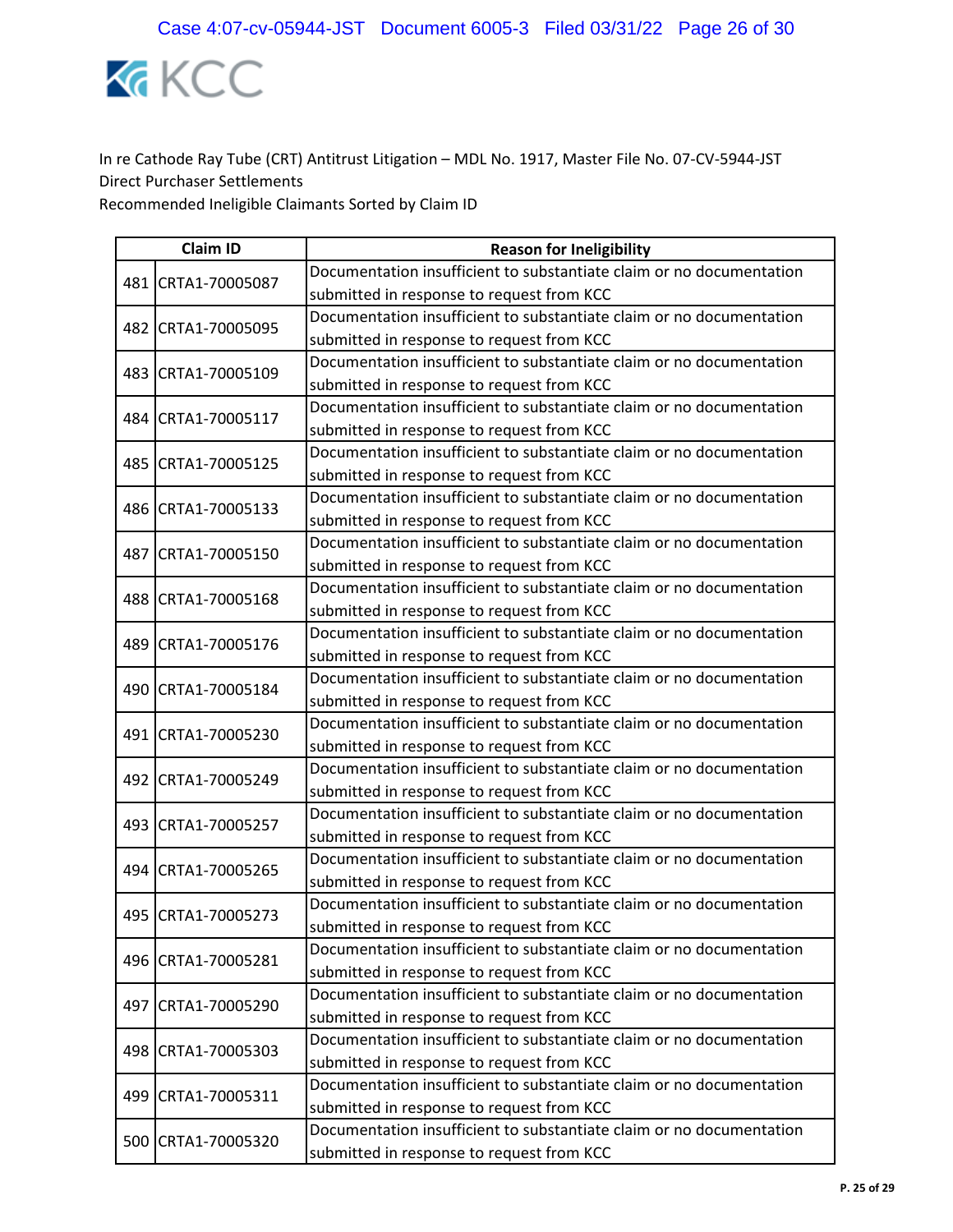KCC

In re Cathode Ray Tube (CRT) Antitrust Litigation – MDL No. 1917, Master File No. 07-CV-5944-JST
Direct Purchaser Settlements
Recommended Ineligible Claimants Sorted by Claim ID

| | Claim ID | Reason for Ineligibility |
|---|---|---|
| 481 | CRTA1-70005087 | Documentation insufficient to substantiate claim or no documentation submitted in response to request from KCC |
| 482 | CRTA1-70005095 | Documentation insufficient to substantiate claim or no documentation submitted in response to request from KCC |
| 483 | CRTA1-70005109 | Documentation insufficient to substantiate claim or no documentation submitted in response to request from KCC |
| 484 | CRTA1-70005117 | Documentation insufficient to substantiate claim or no documentation submitted in response to request from KCC |
| 485 | CRTA1-70005125 | Documentation insufficient to substantiate claim or no documentation submitted in response to request from KCC |
| 486 | CRTA1-70005133 | Documentation insufficient to substantiate claim or no documentation submitted in response to request from KCC |
| 487 | CRTA1-70005150 | Documentation insufficient to substantiate claim or no documentation submitted in response to request from KCC |
| 488 | CRTA1-70005168 | Documentation insufficient to substantiate claim or no documentation submitted in response to request from KCC |
| 489 | CRTA1-70005176 | Documentation insufficient to substantiate claim or no documentation submitted in response to request from KCC |
| 490 | CRTA1-70005184 | Documentation insufficient to substantiate claim or no documentation submitted in response to request from KCC |
| 491 | CRTA1-70005230 | Documentation insufficient to substantiate claim or no documentation submitted in response to request from KCC |
| 492 | CRTA1-70005249 | Documentation insufficient to substantiate claim or no documentation submitted in response to request from KCC |
| 493 | CRTA1-70005257 | Documentation insufficient to substantiate claim or no documentation submitted in response to request from KCC |
| 494 | CRTA1-70005265 | Documentation insufficient to substantiate claim or no documentation submitted in response to request from KCC |
| 495 | CRTA1-70005273 | Documentation insufficient to substantiate claim or no documentation submitted in response to request from KCC |
| 496 | CRTA1-70005281 | Documentation insufficient to substantiate claim or no documentation submitted in response to request from KCC |
| 497 | CRTA1-70005290 | Documentation insufficient to substantiate claim or no documentation submitted in response to request from KCC |
| 498 | CRTA1-70005303 | Documentation insufficient to substantiate claim or no documentation submitted in response to request from KCC |
| 499 | CRTA1-70005311 | Documentation insufficient to substantiate claim or no documentation submitted in response to request from KCC |
| 500 | CRTA1-70005320 | Documentation insufficient to substantiate claim or no documentation submitted in response to request from KCC |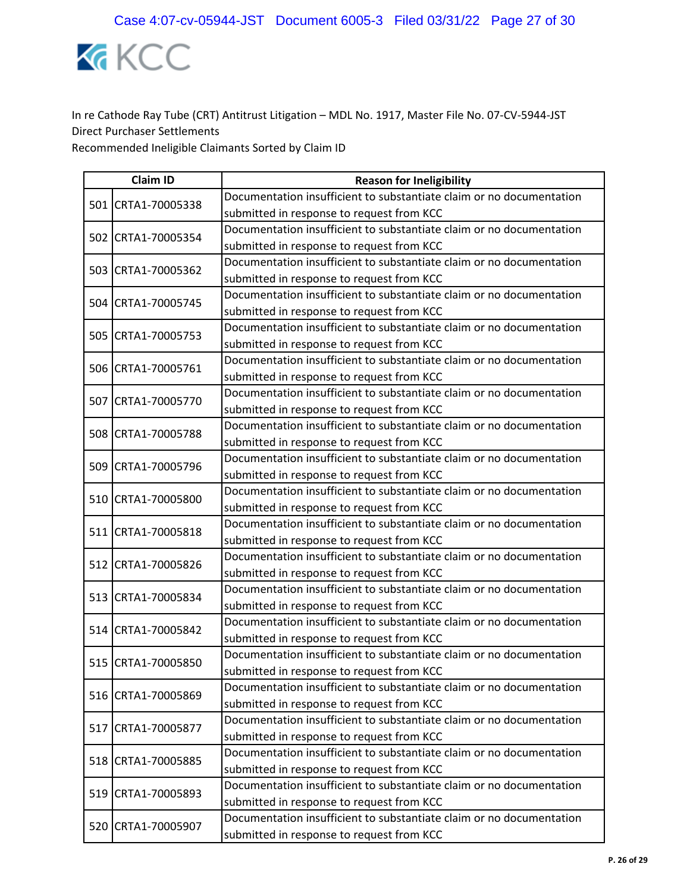KCC

In re Cathode Ray Tube (CRT) Antitrust Litigation – MDL No. 1917, Master File No. 07-CV-5944-JST
Direct Purchaser Settlements
Recommended Ineligible Claimants Sorted by Claim ID

| | Claim ID | Reason for Ineligibility |
|---|---|---|
| 501 | CRTA1-70005338 | Documentation insufficient to substantiate claim or no documentation submitted in response to request from KCC |
| 502 | CRTA1-70005354 | Documentation insufficient to substantiate claim or no documentation submitted in response to request from KCC |
| 503 | CRTA1-70005362 | Documentation insufficient to substantiate claim or no documentation submitted in response to request from KCC |
| 504 | CRTA1-70005745 | Documentation insufficient to substantiate claim or no documentation submitted in response to request from KCC |
| 505 | CRTA1-70005753 | Documentation insufficient to substantiate claim or no documentation submitted in response to request from KCC |
| 506 | CRTA1-70005761 | Documentation insufficient to substantiate claim or no documentation submitted in response to request from KCC |
| 507 | CRTA1-70005770 | Documentation insufficient to substantiate claim or no documentation submitted in response to request from KCC |
| 508 | CRTA1-70005788 | Documentation insufficient to substantiate claim or no documentation submitted in response to request from KCC |
| 509 | CRTA1-70005796 | Documentation insufficient to substantiate claim or no documentation submitted in response to request from KCC |
| 510 | CRTA1-70005800 | Documentation insufficient to substantiate claim or no documentation submitted in response to request from KCC |
| 511 | CRTA1-70005818 | Documentation insufficient to substantiate claim or no documentation submitted in response to request from KCC |
| 512 | CRTA1-70005826 | Documentation insufficient to substantiate claim or no documentation submitted in response to request from KCC |
| 513 | CRTA1-70005834 | Documentation insufficient to substantiate claim or no documentation submitted in response to request from KCC |
| 514 | CRTA1-70005842 | Documentation insufficient to substantiate claim or no documentation submitted in response to request from KCC |
| 515 | CRTA1-70005850 | Documentation insufficient to substantiate claim or no documentation submitted in response to request from KCC |
| 516 | CRTA1-70005869 | Documentation insufficient to substantiate claim or no documentation submitted in response to request from KCC |
| 517 | CRTA1-70005877 | Documentation insufficient to substantiate claim or no documentation submitted in response to request from KCC |
| 518 | CRTA1-70005885 | Documentation insufficient to substantiate claim or no documentation submitted in response to request from KCC |
| 519 | CRTA1-70005893 | Documentation insufficient to substantiate claim or no documentation submitted in response to request from KCC |
| 520 | CRTA1-70005907 | Documentation insufficient to substantiate claim or no documentation submitted in response to request from KCC |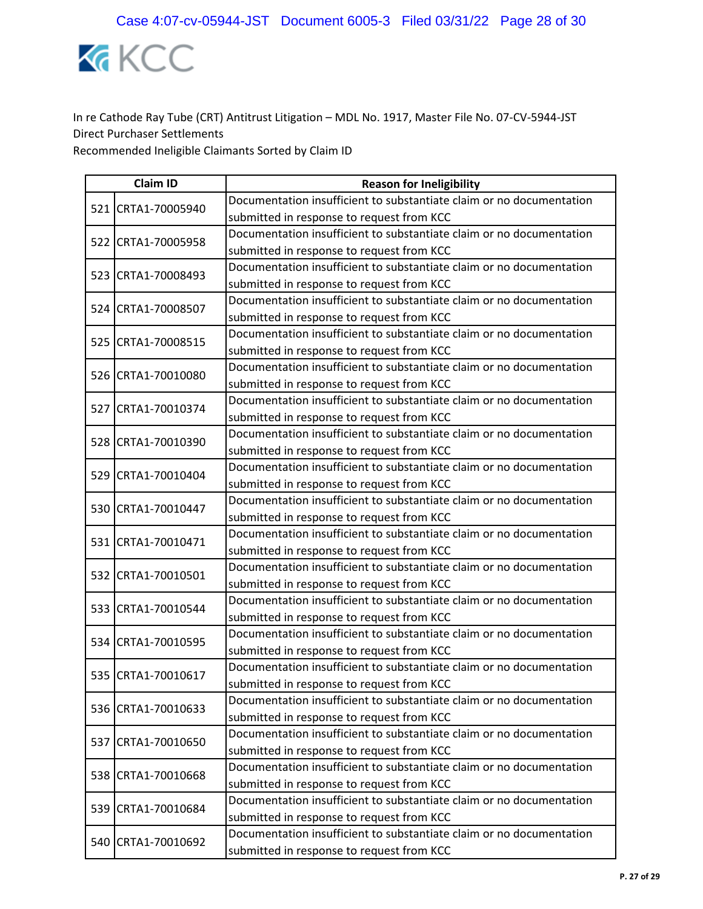KCC

In re Cathode Ray Tube (CRT) Antitrust Litigation – MDL No. 1917, Master File No. 07-CV-5944-JST
Direct Purchaser Settlements
Recommended Ineligible Claimants Sorted by Claim ID

| | Claim ID | Reason for Ineligibility |
|---|---|---|
| 521 | CRTA1-70005940 | Documentation insufficient to substantiate claim or no documentation submitted in response to request from KCC |
| 522 | CRTA1-70005958 | Documentation insufficient to substantiate claim or no documentation submitted in response to request from KCC |
| 523 | CRTA1-70008493 | Documentation insufficient to substantiate claim or no documentation submitted in response to request from KCC |
| 524 | CRTA1-70008507 | Documentation insufficient to substantiate claim or no documentation submitted in response to request from KCC |
| 525 | CRTA1-70008515 | Documentation insufficient to substantiate claim or no documentation submitted in response to request from KCC |
| 526 | CRTA1-70010080 | Documentation insufficient to substantiate claim or no documentation submitted in response to request from KCC |
| 527 | CRTA1-70010374 | Documentation insufficient to substantiate claim or no documentation submitted in response to request from KCC |
| 528 | CRTA1-70010390 | Documentation insufficient to substantiate claim or no documentation submitted in response to request from KCC |
| 529 | CRTA1-70010404 | Documentation insufficient to substantiate claim or no documentation submitted in response to request from KCC |
| 530 | CRTA1-70010447 | Documentation insufficient to substantiate claim or no documentation submitted in response to request from KCC |
| 531 | CRTA1-70010471 | Documentation insufficient to substantiate claim or no documentation submitted in response to request from KCC |
| 532 | CRTA1-70010501 | Documentation insufficient to substantiate claim or no documentation submitted in response to request from KCC |
| 533 | CRTA1-70010544 | Documentation insufficient to substantiate claim or no documentation submitted in response to request from KCC |
| 534 | CRTA1-70010595 | Documentation insufficient to substantiate claim or no documentation submitted in response to request from KCC |
| 535 | CRTA1-70010617 | Documentation insufficient to substantiate claim or no documentation submitted in response to request from KCC |
| 536 | CRTA1-70010633 | Documentation insufficient to substantiate claim or no documentation submitted in response to request from KCC |
| 537 | CRTA1-70010650 | Documentation insufficient to substantiate claim or no documentation submitted in response to request from KCC |
| 538 | CRTA1-70010668 | Documentation insufficient to substantiate claim or no documentation submitted in response to request from KCC |
| 539 | CRTA1-70010684 | Documentation insufficient to substantiate claim or no documentation submitted in response to request from KCC |
| 540 | CRTA1-70010692 | Documentation insufficient to substantiate claim or no documentation submitted in response to request from KCC |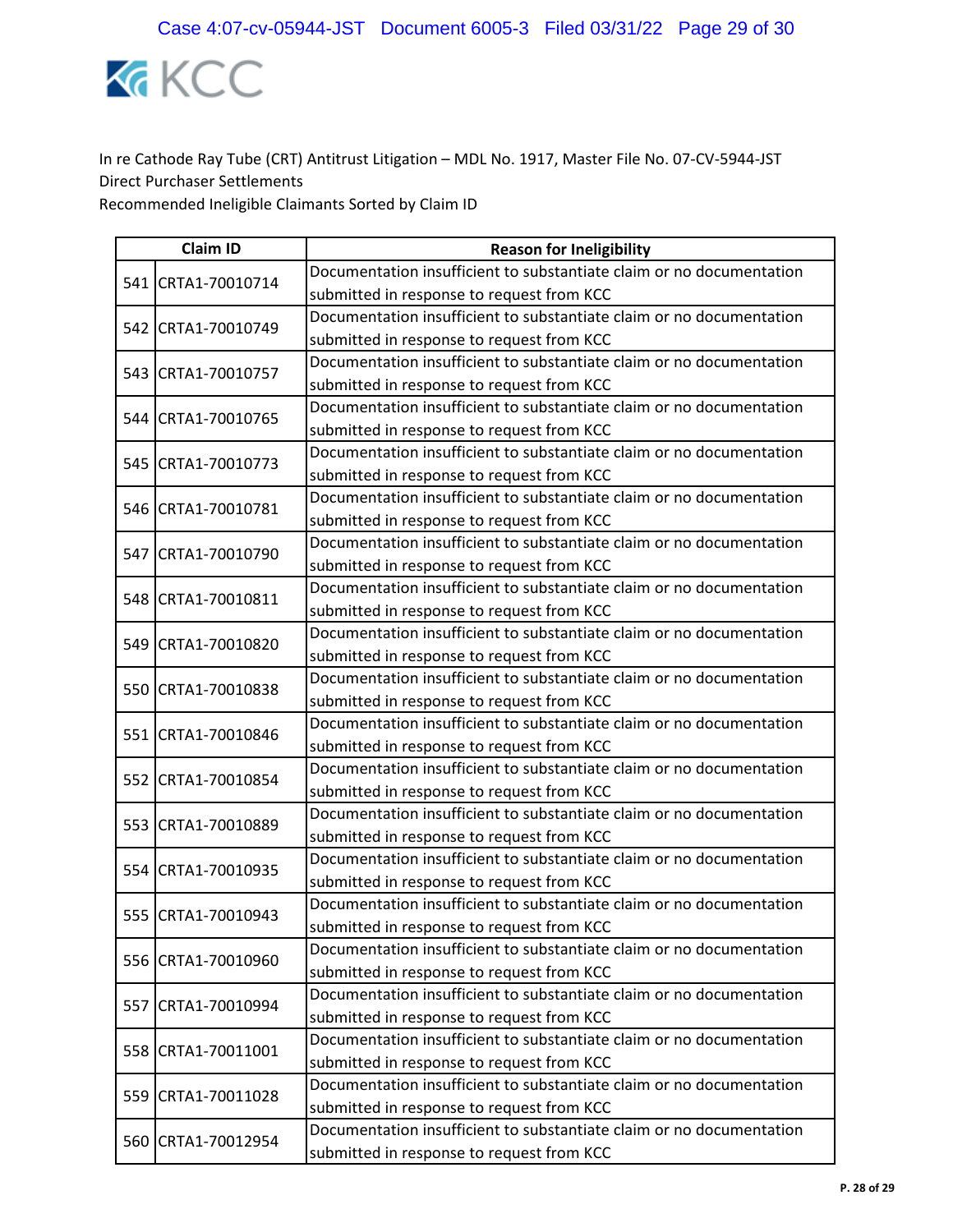In re Cathode Ray Tube (CRT) Antitrust Litigation – MDL No. 1917, Master File No. 07-CV-5944-JST
Direct Purchaser Settlements
Recommended Ineligible Claimants Sorted by Claim ID

| | Claim ID | Reason for Ineligibility |
|---|---|---|
| 541 | CRTA1-70010714 | Documentation insufficient to substantiate claim or no documentation submitted in response to request from KCC |
| 542 | CRTA1-70010749 | Documentation insufficient to substantiate claim or no documentation submitted in response to request from KCC |
| 543 | CRTA1-70010757 | Documentation insufficient to substantiate claim or no documentation submitted in response to request from KCC |
| 544 | CRTA1-70010765 | Documentation insufficient to substantiate claim or no documentation submitted in response to request from KCC |
| 545 | CRTA1-70010773 | Documentation insufficient to substantiate claim or no documentation submitted in response to request from KCC |
| 546 | CRTA1-70010781 | Documentation insufficient to substantiate claim or no documentation submitted in response to request from KCC |
| 547 | CRTA1-70010790 | Documentation insufficient to substantiate claim or no documentation submitted in response to request from KCC |
| 548 | CRTA1-70010811 | Documentation insufficient to substantiate claim or no documentation submitted in response to request from KCC |
| 549 | CRTA1-70010820 | Documentation insufficient to substantiate claim or no documentation submitted in response to request from KCC |
| 550 | CRTA1-70010838 | Documentation insufficient to substantiate claim or no documentation submitted in response to request from KCC |
| 551 | CRTA1-70010846 | Documentation insufficient to substantiate claim or no documentation submitted in response to request from KCC |
| 552 | CRTA1-70010854 | Documentation insufficient to substantiate claim or no documentation submitted in response to request from KCC |
| 553 | CRTA1-70010889 | Documentation insufficient to substantiate claim or no documentation submitted in response to request from KCC |
| 554 | CRTA1-70010935 | Documentation insufficient to substantiate claim or no documentation submitted in response to request from KCC |
| 555 | CRTA1-70010943 | Documentation insufficient to substantiate claim or no documentation submitted in response to request from KCC |
| 556 | CRTA1-70010960 | Documentation insufficient to substantiate claim or no documentation submitted in response to request from KCC |
| 557 | CRTA1-70010994 | Documentation insufficient to substantiate claim or no documentation submitted in response to request from KCC |
| 558 | CRTA1-70011001 | Documentation insufficient to substantiate claim or no documentation submitted in response to request from KCC |
| 559 | CRTA1-70011028 | Documentation insufficient to substantiate claim or no documentation submitted in response to request from KCC |
| 560 | CRTA1-70012954 | Documentation insufficient to substantiate claim or no documentation submitted in response to request from KCC |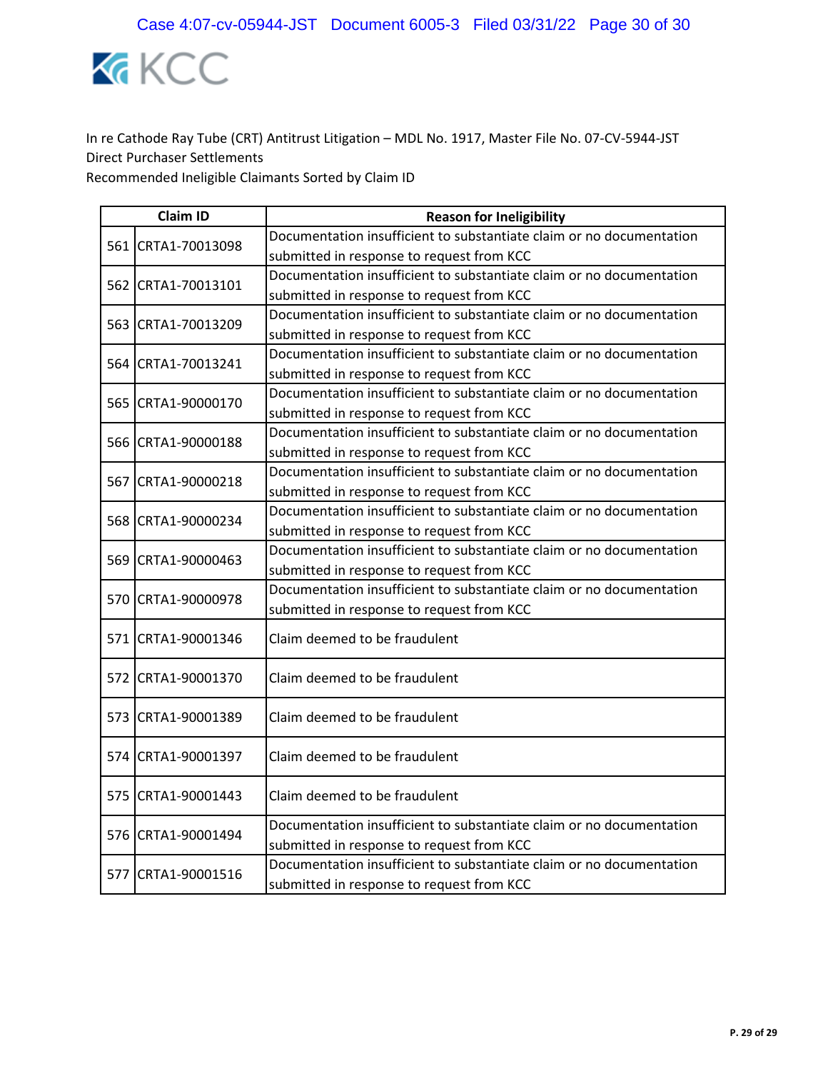In re Cathode Ray Tube (CRT) Antitrust Litigation – MDL No. 1917, Master File No. 07-CV-5944-JST
Direct Purchaser Settlements
Recommended Ineligible Claimants Sorted by Claim ID

| Claim ID | | Reason for Ineligibility |
|---|---|---|
| 561 | CRTA1-70013098 | Documentation insufficient to substantiate claim or no documentation submitted in response to request from KCC |
| 562 | CRTA1-70013101 | Documentation insufficient to substantiate claim or no documentation submitted in response to request from KCC |
| 563 | CRTA1-70013209 | Documentation insufficient to substantiate claim or no documentation submitted in response to request from KCC |
| 564 | CRTA1-70013241 | Documentation insufficient to substantiate claim or no documentation submitted in response to request from KCC |
| 565 | CRTA1-90000170 | Documentation insufficient to substantiate claim or no documentation submitted in response to request from KCC |
| 566 | CRTA1-90000188 | Documentation insufficient to substantiate claim or no documentation submitted in response to request from KCC |
| 567 | CRTA1-90000218 | Documentation insufficient to substantiate claim or no documentation submitted in response to request from KCC |
| 568 | CRTA1-90000234 | Documentation insufficient to substantiate claim or no documentation submitted in response to request from KCC |
| 569 | CRTA1-90000463 | Documentation insufficient to substantiate claim or no documentation submitted in response to request from KCC |
| 570 | CRTA1-90000978 | Documentation insufficient to substantiate claim or no documentation submitted in response to request from KCC |
| 571 | CRTA1-90001346 | Claim deemed to be fraudulent |
| 572 | CRTA1-90001370 | Claim deemed to be fraudulent |
| 573 | CRTA1-90001389 | Claim deemed to be fraudulent |
| 574 | CRTA1-90001397 | Claim deemed to be fraudulent |
| 575 | CRTA1-90001443 | Claim deemed to be fraudulent |
| 576 | CRTA1-90001494 | Documentation insufficient to substantiate claim or no documentation submitted in response to request from KCC |
| 577 | CRTA1-90001516 | Documentation insufficient to substantiate claim or no documentation submitted in response to request from KCC |